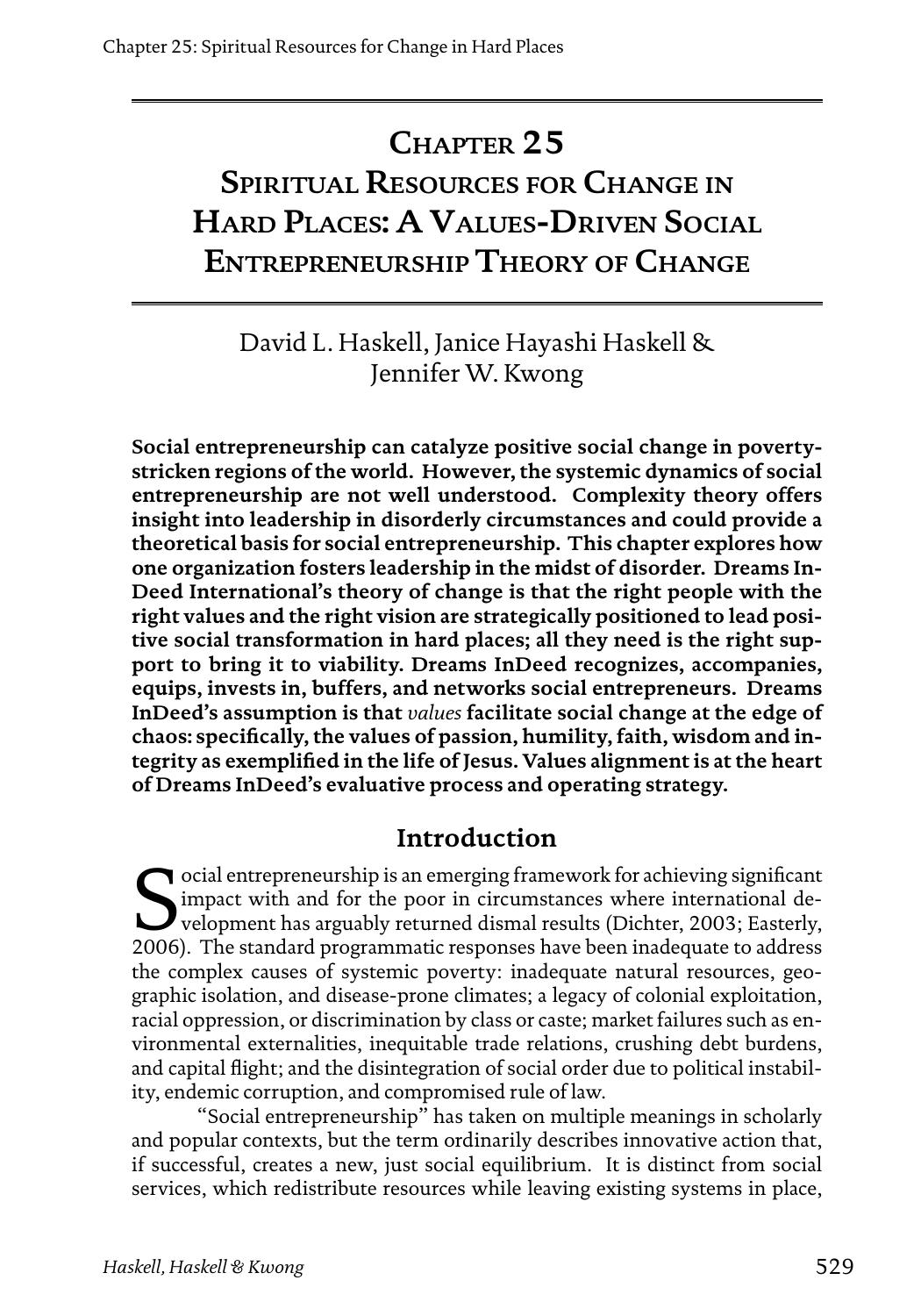# Chapter 25

# Spiritual Resources for Change in Hard Places: A Values-Driven Social Entrepreneurship Theory of Change

David L. Haskell, Janice Hayashi Haskell & Jennifer W. Kwong

**Social entrepreneurship can catalyze positive social change in poverty-stricken regions of the world. However, the systemic dynamics of social entrepreneurship are not well understood. Complexity theory offers insight into leadership in disorderly circumstances and could provide a theoretical basis for social entrepreneurship. This chapter explores how one organization fosters leadership in the midst of disorder. Dreams InDeed International's theory of change is that the right people with the right values and the right vision are strategically positioned to lead positive social transformation in hard places; all they need is the right support to bring it to viability. Dreams InDeed recognizes, accompanies, equips, invests in, buffers, and networks social entrepreneurs. Dreams InDeed's assumption is that *values* facilitate social change at the edge of chaos: specifically, the values of passion, humility, faith, wisdom and integrity as exemplified in the life of Jesus. Values alignment is at the heart of Dreams InDeed's evaluative process and operating strategy.**

## Introduction

Social entrepreneurship is an emerging framework for achieving significant impact with and for the poor in circumstances where international development has arguably returned dismal results (Dichter, 2003; Easterly, 2006). The standard programmatic responses have been inadequate to address the complex causes of systemic poverty: inadequate natural resources, geographic isolation, and disease-prone climates; a legacy of colonial exploitation, racial oppression, or discrimination by class or caste; market failures such as environmental externalities, inequitable trade relations, crushing debt burdens, and capital flight; and the disintegration of social order due to political instability, endemic corruption, and compromised rule of law.

"Social entrepreneurship" has taken on multiple meanings in scholarly and popular contexts, but the term ordinarily describes innovative action that, if successful, creates a new, just social equilibrium. It is distinct from social services, which redistribute resources while leaving existing systems in place,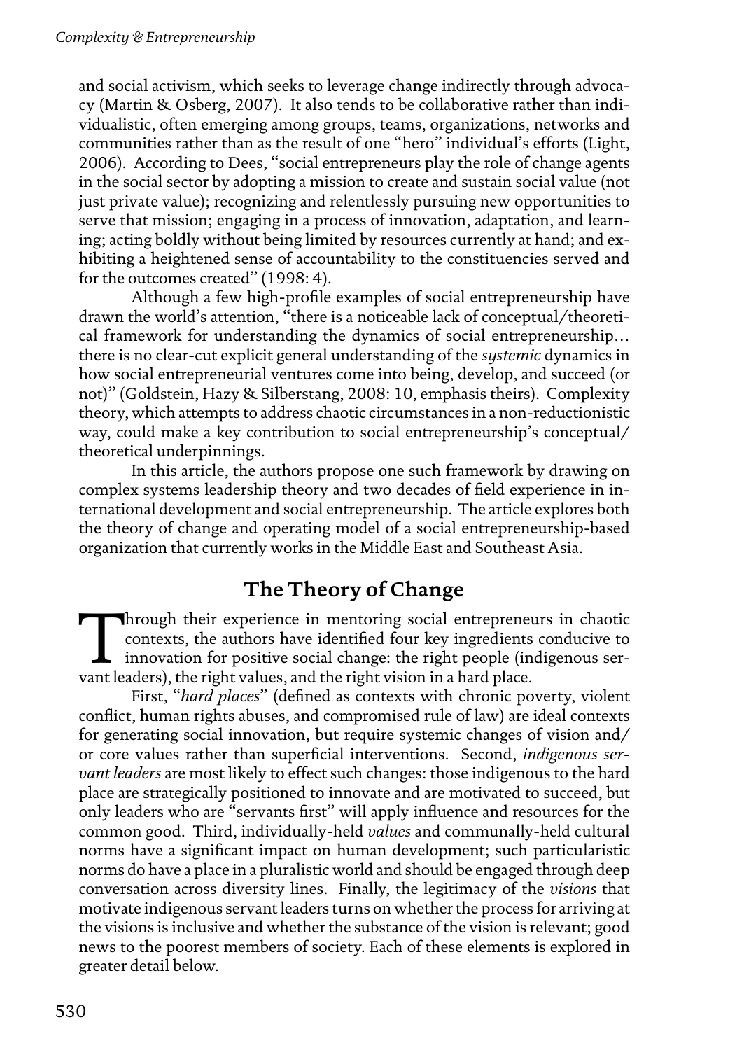and social activism, which seeks to leverage change indirectly through advocacy (Martin & Osberg, 2007). It also tends to be collaborative rather than individualistic, often emerging among groups, teams, organizations, networks and communities rather than as the result of one "hero" individual's efforts (Light, 2006). According to Dees, "social entrepreneurs play the role of change agents in the social sector by adopting a mission to create and sustain social value (not just private value); recognizing and relentlessly pursuing new opportunities to serve that mission; engaging in a process of innovation, adaptation, and learning; acting boldly without being limited by resources currently at hand; and exhibiting a heightened sense of accountability to the constituencies served and for the outcomes created" (1998: 4).

Although a few high-profile examples of social entrepreneurship have drawn the world's attention, "there is a noticeable lack of conceptual/theoretical framework for understanding the dynamics of social entrepreneurship… there is no clear-cut explicit general understanding of the *systemic* dynamics in how social entrepreneurial ventures come into being, develop, and succeed (or not)" (Goldstein, Hazy & Silberstang, 2008: 10, emphasis theirs). Complexity theory, which attempts to address chaotic circumstances in a non-reductionistic way, could make a key contribution to social entrepreneurship's conceptual/theoretical underpinnings.

In this article, the authors propose one such framework by drawing on complex systems leadership theory and two decades of field experience in international development and social entrepreneurship. The article explores both the theory of change and operating model of a social entrepreneurship-based organization that currently works in the Middle East and Southeast Asia.

## The Theory of Change

Through their experience in mentoring social entrepreneurs in chaotic contexts, the authors have identified four key ingredients conducive to innovation for positive social change: the right people (indigenous servant leaders), the right values, and the right vision in a hard place.

First, "*hard places*" (defined as contexts with chronic poverty, violent conflict, human rights abuses, and compromised rule of law) are ideal contexts for generating social innovation, but require systemic changes of vision and/or core values rather than superficial interventions. Second, *indigenous servant leaders* are most likely to effect such changes: those indigenous to the hard place are strategically positioned to innovate and are motivated to succeed, but only leaders who are "servants first" will apply influence and resources for the common good. Third, individually-held *values* and communally-held cultural norms have a significant impact on human development; such particularistic norms do have a place in a pluralistic world and should be engaged through deep conversation across diversity lines. Finally, the legitimacy of the *visions* that motivate indigenous servant leaders turns on whether the process for arriving at the visions is inclusive and whether the substance of the vision is relevant; good news to the poorest members of society. Each of these elements is explored in greater detail below.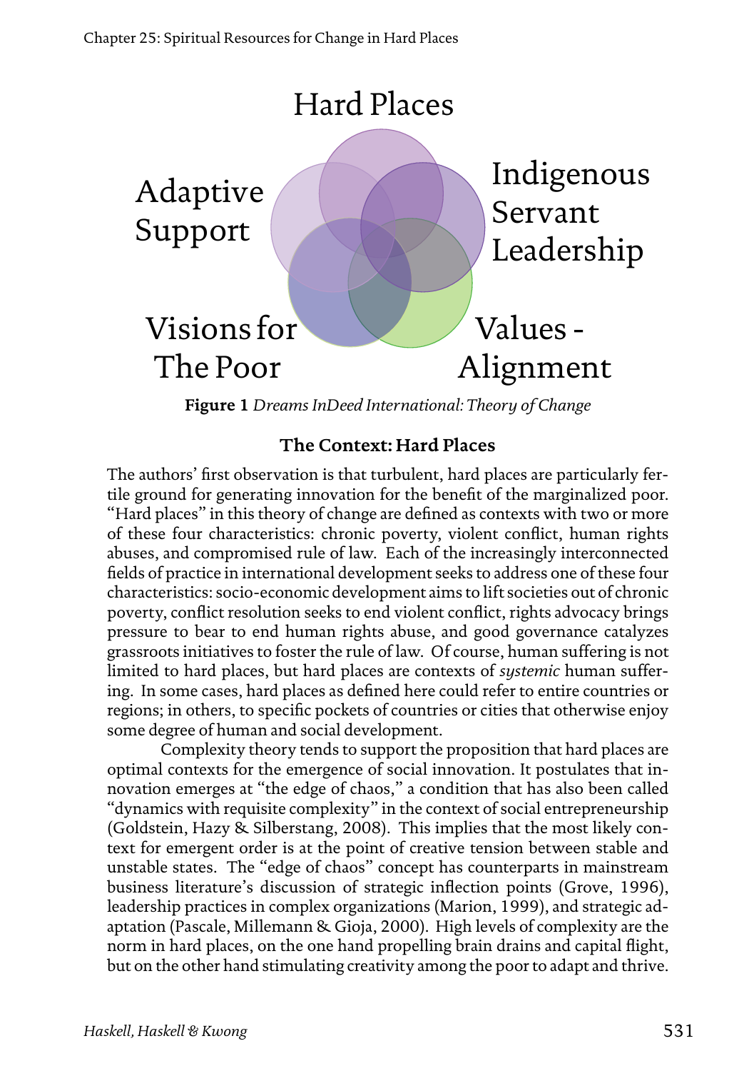Hard Places

Adaptive Support

Indigenous Servant Leadership

Visions for The Poor

Values - Alignment

**Figure 1** *Dreams InDeed International: Theory of Change*

### The Context: Hard Places

The authors' first observation is that turbulent, hard places are particularly fertile ground for generating innovation for the benefit of the marginalized poor. "Hard places" in this theory of change are defined as contexts with two or more of these four characteristics: chronic poverty, violent conflict, human rights abuses, and compromised rule of law. Each of the increasingly interconnected fields of practice in international development seeks to address one of these four characteristics: socio-economic development aims to lift societies out of chronic poverty, conflict resolution seeks to end violent conflict, rights advocacy brings pressure to bear to end human rights abuse, and good governance catalyzes grassroots initiatives to foster the rule of law. Of course, human suffering is not limited to hard places, but hard places are contexts of *systemic* human suffering. In some cases, hard places as defined here could refer to entire countries or regions; in others, to specific pockets of countries or cities that otherwise enjoy some degree of human and social development.

Complexity theory tends to support the proposition that hard places are optimal contexts for the emergence of social innovation. It postulates that innovation emerges at "the edge of chaos," a condition that has also been called "dynamics with requisite complexity" in the context of social entrepreneurship (Goldstein, Hazy & Silberstang, 2008). This implies that the most likely context for emergent order is at the point of creative tension between stable and unstable states. The "edge of chaos" concept has counterparts in mainstream business literature's discussion of strategic inflection points (Grove, 1996), leadership practices in complex organizations (Marion, 1999), and strategic adaptation (Pascale, Millemann & Gioja, 2000). High levels of complexity are the norm in hard places, on the one hand propelling brain drains and capital flight, but on the other hand stimulating creativity among the poor to adapt and thrive.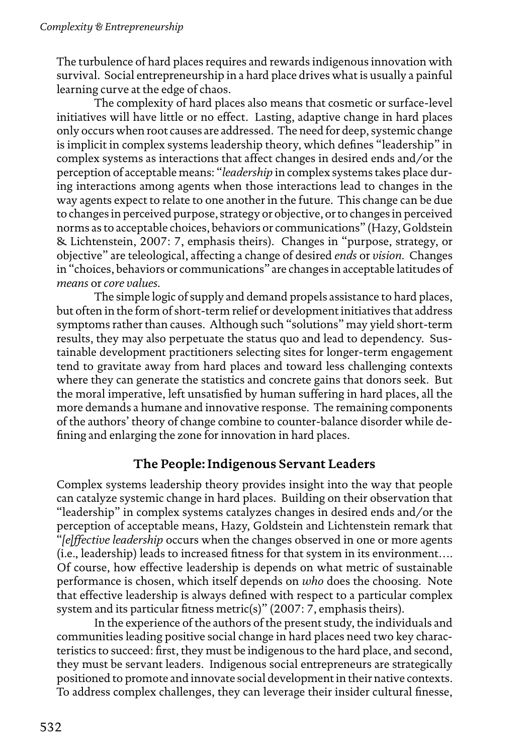The turbulence of hard places requires and rewards indigenous innovation with survival. Social entrepreneurship in a hard place drives what is usually a painful learning curve at the edge of chaos.

The complexity of hard places also means that cosmetic or surface-level initiatives will have little or no effect. Lasting, adaptive change in hard places only occurs when root causes are addressed. The need for deep, systemic change is implicit in complex systems leadership theory, which defines "leadership" in complex systems as interactions that affect changes in desired ends and/or the perception of acceptable means: "*leadership* in complex systems takes place during interactions among agents when those interactions lead to changes in the way agents expect to relate to one another in the future. This change can be due to changes in perceived purpose, strategy or objective, or to changes in perceived norms as to acceptable choices, behaviors or communications" (Hazy, Goldstein & Lichtenstein, 2007: 7, emphasis theirs). Changes in "purpose, strategy, or objective" are teleological, affecting a change of desired *ends* or *vision*. Changes in "choices, behaviors or communications" are changes in acceptable latitudes of *means* or *core values*.

The simple logic of supply and demand propels assistance to hard places, but often in the form of short-term relief or development initiatives that address symptoms rather than causes. Although such "solutions" may yield short-term results, they may also perpetuate the status quo and lead to dependency. Sustainable development practitioners selecting sites for longer-term engagement tend to gravitate away from hard places and toward less challenging contexts where they can generate the statistics and concrete gains that donors seek. But the moral imperative, left unsatisfied by human suffering in hard places, all the more demands a humane and innovative response. The remaining components of the authors' theory of change combine to counter-balance disorder while defining and enlarging the zone for innovation in hard places.

## The People: Indigenous Servant Leaders

Complex systems leadership theory provides insight into the way that people can catalyze systemic change in hard places. Building on their observation that "leadership" in complex systems catalyzes changes in desired ends and/or the perception of acceptable means, Hazy, Goldstein and Lichtenstein remark that "*[e]ffective leadership* occurs when the changes observed in one or more agents (i.e., leadership) leads to increased fitness for that system in its environment.... Of course, how effective leadership is depends on what metric of sustainable performance is chosen, which itself depends on *who* does the choosing. Note that effective leadership is always defined with respect to a particular complex system and its particular fitness metric(s)" (2007: 7, emphasis theirs).

In the experience of the authors of the present study, the individuals and communities leading positive social change in hard places need two key characteristics to succeed: first, they must be indigenous to the hard place, and second, they must be servant leaders. Indigenous social entrepreneurs are strategically positioned to promote and innovate social development in their native contexts. To address complex challenges, they can leverage their insider cultural finesse,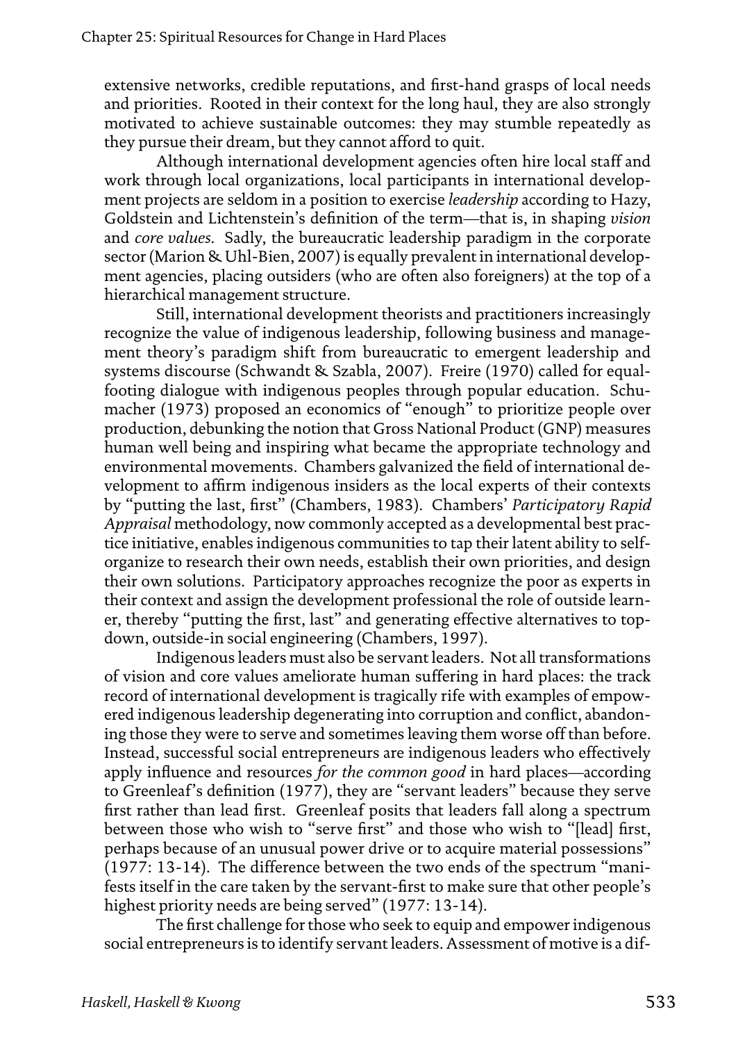extensive networks, credible reputations, and first-hand grasps of local needs and priorities. Rooted in their context for the long haul, they are also strongly motivated to achieve sustainable outcomes: they may stumble repeatedly as they pursue their dream, but they cannot afford to quit.

Although international development agencies often hire local staff and work through local organizations, local participants in international development projects are seldom in a position to exercise *leadership* according to Hazy, Goldstein and Lichtenstein's definition of the term—that is, in shaping *vision* and *core values*. Sadly, the bureaucratic leadership paradigm in the corporate sector (Marion & Uhl-Bien, 2007) is equally prevalent in international development agencies, placing outsiders (who are often also foreigners) at the top of a hierarchical management structure.

Still, international development theorists and practitioners increasingly recognize the value of indigenous leadership, following business and management theory's paradigm shift from bureaucratic to emergent leadership and systems discourse (Schwandt & Szabla, 2007). Freire (1970) called for equal-footing dialogue with indigenous peoples through popular education. Schumacher (1973) proposed an economics of "enough" to prioritize people over production, debunking the notion that Gross National Product (GNP) measures human well being and inspiring what became the appropriate technology and environmental movements. Chambers galvanized the field of international development to affirm indigenous insiders as the local experts of their contexts by "putting the last, first" (Chambers, 1983). Chambers' *Participatory Rapid Appraisal* methodology, now commonly accepted as a developmental best practice initiative, enables indigenous communities to tap their latent ability to self-organize to research their own needs, establish their own priorities, and design their own solutions. Participatory approaches recognize the poor as experts in their context and assign the development professional the role of outside learner, thereby "putting the first, last" and generating effective alternatives to top-down, outside-in social engineering (Chambers, 1997).

Indigenous leaders must also be servant leaders. Not all transformations of vision and core values ameliorate human suffering in hard places: the track record of international development is tragically rife with examples of empowered indigenous leadership degenerating into corruption and conflict, abandoning those they were to serve and sometimes leaving them worse off than before. Instead, successful social entrepreneurs are indigenous leaders who effectively apply influence and resources *for the common good* in hard places—according to Greenleaf's definition (1977), they are "servant leaders" because they serve first rather than lead first. Greenleaf posits that leaders fall along a spectrum between those who wish to "serve first" and those who wish to "[lead] first, perhaps because of an unusual power drive or to acquire material possessions" (1977: 13-14). The difference between the two ends of the spectrum "manifests itself in the care taken by the servant-first to make sure that other people's highest priority needs are being served" (1977: 13-14).

The first challenge for those who seek to equip and empower indigenous social entrepreneurs is to identify servant leaders. Assessment of motive is a dif-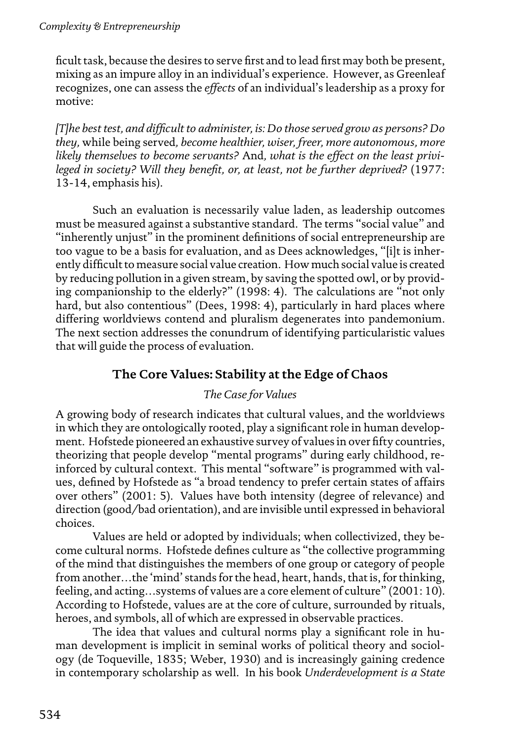ficult task, because the desires to serve first and to lead first may both be present, mixing as an impure alloy in an individual's experience. However, as Greenleaf recognizes, one can assess the *effects* of an individual's leadership as a proxy for motive:

*[T]he best test, and difficult to administer, is: Do those served grow as persons? Do they,* while being served*, become healthier, wiser, freer, more autonomous, more likely themselves to become servants?* And*, what is the effect on the least privileged in society? Will they benefit, or, at least, not be further deprived?* (1977: 13-14, emphasis his).

Such an evaluation is necessarily value laden, as leadership outcomes must be measured against a substantive standard. The terms "social value" and "inherently unjust" in the prominent definitions of social entrepreneurship are too vague to be a basis for evaluation, and as Dees acknowledges, "[i]t is inherently difficult to measure social value creation. How much social value is created by reducing pollution in a given stream, by saving the spotted owl, or by providing companionship to the elderly?" (1998: 4). The calculations are "not only hard, but also contentious" (Dees, 1998: 4), particularly in hard places where differing worldviews contend and pluralism degenerates into pandemonium. The next section addresses the conundrum of identifying particularistic values that will guide the process of evaluation.

## The Core Values: Stability at the Edge of Chaos

### *The Case for Values*

A growing body of research indicates that cultural values, and the worldviews in which they are ontologically rooted, play a significant role in human development. Hofstede pioneered an exhaustive survey of values in over fifty countries, theorizing that people develop "mental programs" during early childhood, reinforced by cultural context. This mental "software" is programmed with values, defined by Hofstede as "a broad tendency to prefer certain states of affairs over others" (2001: 5). Values have both intensity (degree of relevance) and direction (good/bad orientation), and are invisible until expressed in behavioral choices.

Values are held or adopted by individuals; when collectivized, they become cultural norms. Hofstede defines culture as "the collective programming of the mind that distinguishes the members of one group or category of people from another…the 'mind' stands for the head, heart, hands, that is, for thinking, feeling, and acting…systems of values are a core element of culture" (2001: 10). According to Hofstede, values are at the core of culture, surrounded by rituals, heroes, and symbols, all of which are expressed in observable practices.

The idea that values and cultural norms play a significant role in human development is implicit in seminal works of political theory and sociology (de Toqueville, 1835; Weber, 1930) and is increasingly gaining credence in contemporary scholarship as well. In his book *Underdevelopment is a State*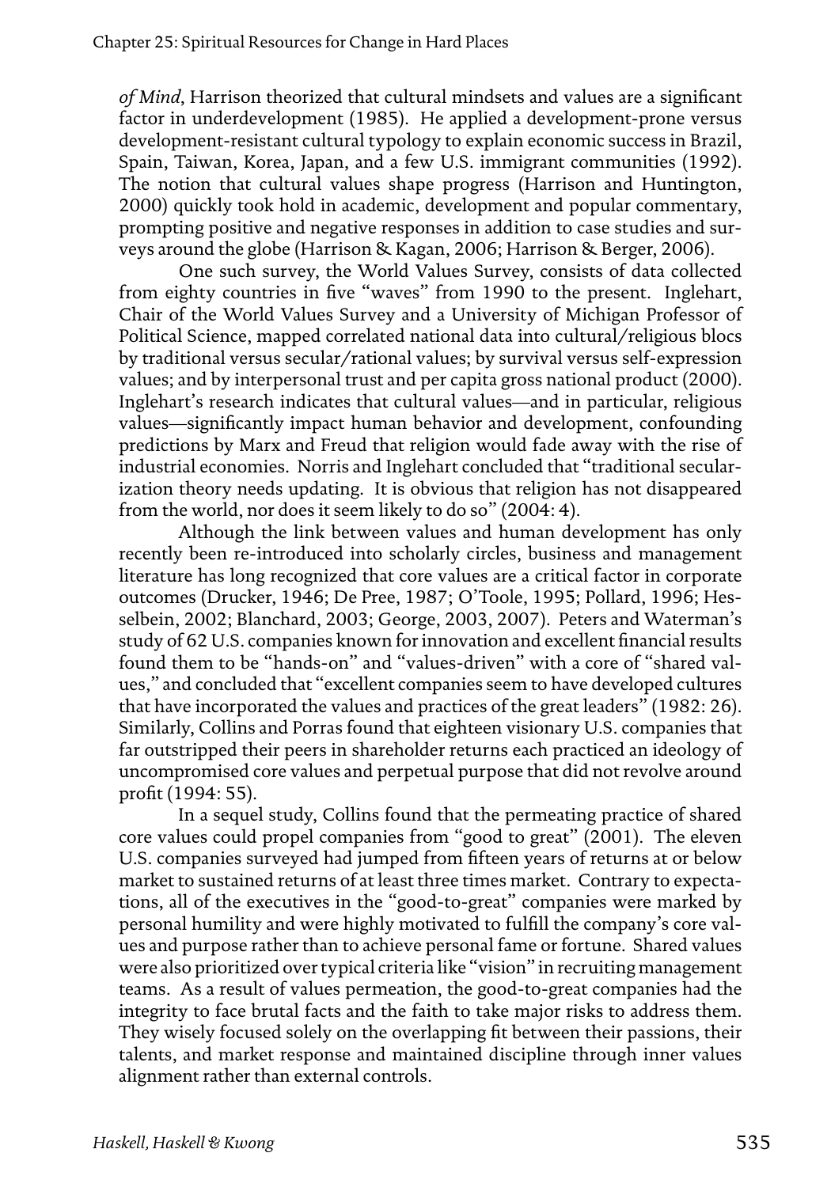*of Mind*, Harrison theorized that cultural mindsets and values are a significant factor in underdevelopment (1985). He applied a development-prone versus development-resistant cultural typology to explain economic success in Brazil, Spain, Taiwan, Korea, Japan, and a few U.S. immigrant communities (1992). The notion that cultural values shape progress (Harrison and Huntington, 2000) quickly took hold in academic, development and popular commentary, prompting positive and negative responses in addition to case studies and surveys around the globe (Harrison & Kagan, 2006; Harrison & Berger, 2006).

One such survey, the World Values Survey, consists of data collected from eighty countries in five "waves" from 1990 to the present. Inglehart, Chair of the World Values Survey and a University of Michigan Professor of Political Science, mapped correlated national data into cultural/religious blocs by traditional versus secular/rational values; by survival versus self-expression values; and by interpersonal trust and per capita gross national product (2000). Inglehart's research indicates that cultural values—and in particular, religious values—significantly impact human behavior and development, confounding predictions by Marx and Freud that religion would fade away with the rise of industrial economies. Norris and Inglehart concluded that "traditional secularization theory needs updating. It is obvious that religion has not disappeared from the world, nor does it seem likely to do so" (2004: 4).

Although the link between values and human development has only recently been re-introduced into scholarly circles, business and management literature has long recognized that core values are a critical factor in corporate outcomes (Drucker, 1946; De Pree, 1987; O'Toole, 1995; Pollard, 1996; Hesselbein, 2002; Blanchard, 2003; George, 2003, 2007). Peters and Waterman's study of 62 U.S. companies known for innovation and excellent financial results found them to be "hands-on" and "values-driven" with a core of "shared values," and concluded that "excellent companies seem to have developed cultures that have incorporated the values and practices of the great leaders" (1982: 26). Similarly, Collins and Porras found that eighteen visionary U.S. companies that far outstripped their peers in shareholder returns each practiced an ideology of uncompromised core values and perpetual purpose that did not revolve around profit (1994: 55).

In a sequel study, Collins found that the permeating practice of shared core values could propel companies from "good to great" (2001). The eleven U.S. companies surveyed had jumped from fifteen years of returns at or below market to sustained returns of at least three times market. Contrary to expectations, all of the executives in the "good-to-great" companies were marked by personal humility and were highly motivated to fulfill the company's core values and purpose rather than to achieve personal fame or fortune. Shared values were also prioritized over typical criteria like "vision" in recruiting management teams. As a result of values permeation, the good-to-great companies had the integrity to face brutal facts and the faith to take major risks to address them. They wisely focused solely on the overlapping fit between their passions, their talents, and market response and maintained discipline through inner values alignment rather than external controls.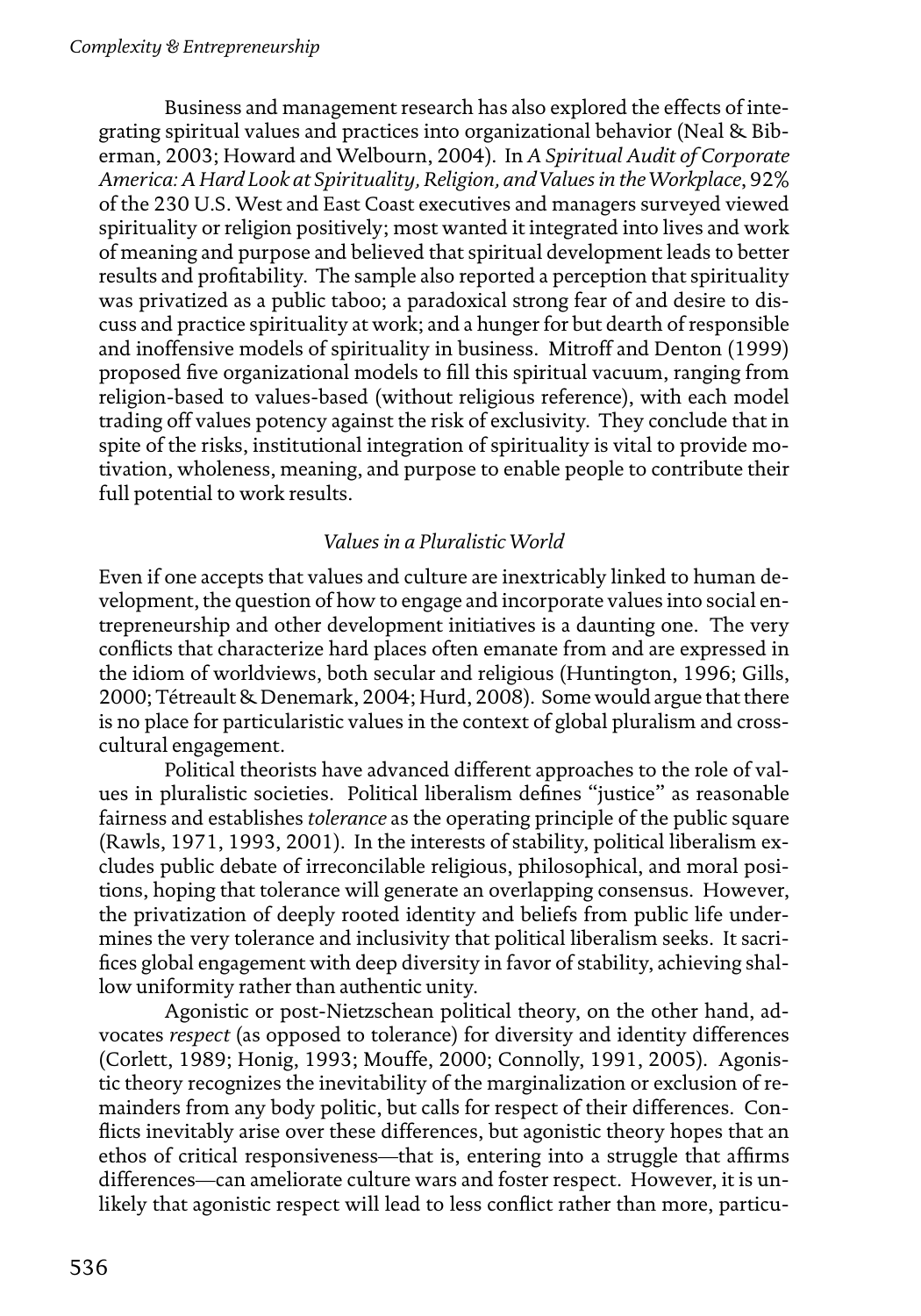Business and management research has also explored the effects of integrating spiritual values and practices into organizational behavior (Neal & Biberman, 2003; Howard and Welbourn, 2004). In *A Spiritual Audit of Corporate America: A Hard Look at Spirituality, Religion, and Values in the Workplace*, 92% of the 230 U.S. West and East Coast executives and managers surveyed viewed spirituality or religion positively; most wanted it integrated into lives and work of meaning and purpose and believed that spiritual development leads to better results and profitability. The sample also reported a perception that spirituality was privatized as a public taboo; a paradoxical strong fear of and desire to discuss and practice spirituality at work; and a hunger for but dearth of responsible and inoffensive models of spirituality in business. Mitroff and Denton (1999) proposed five organizational models to fill this spiritual vacuum, ranging from religion-based to values-based (without religious reference), with each model trading off values potency against the risk of exclusivity. They conclude that in spite of the risks, institutional integration of spirituality is vital to provide motivation, wholeness, meaning, and purpose to enable people to contribute their full potential to work results.

### *Values in a Pluralistic World*

Even if one accepts that values and culture are inextricably linked to human development, the question of how to engage and incorporate values into social entrepreneurship and other development initiatives is a daunting one. The very conflicts that characterize hard places often emanate from and are expressed in the idiom of worldviews, both secular and religious (Huntington, 1996; Gills, 2000; Tétreault & Denemark, 2004; Hurd, 2008). Some would argue that there is no place for particularistic values in the context of global pluralism and cross-cultural engagement.

Political theorists have advanced different approaches to the role of values in pluralistic societies. Political liberalism defines "justice" as reasonable fairness and establishes *tolerance* as the operating principle of the public square (Rawls, 1971, 1993, 2001). In the interests of stability, political liberalism excludes public debate of irreconcilable religious, philosophical, and moral positions, hoping that tolerance will generate an overlapping consensus. However, the privatization of deeply rooted identity and beliefs from public life undermines the very tolerance and inclusivity that political liberalism seeks. It sacrifices global engagement with deep diversity in favor of stability, achieving shallow uniformity rather than authentic unity.

Agonistic or post-Nietzschean political theory, on the other hand, advocates *respect* (as opposed to tolerance) for diversity and identity differences (Corlett, 1989; Honig, 1993; Mouffe, 2000; Connolly, 1991, 2005). Agonistic theory recognizes the inevitability of the marginalization or exclusion of remainders from any body politic, but calls for respect of their differences. Conflicts inevitably arise over these differences, but agonistic theory hopes that an ethos of critical responsiveness—that is, entering into a struggle that affirms differences—can ameliorate culture wars and foster respect. However, it is unlikely that agonistic respect will lead to less conflict rather than more, particu-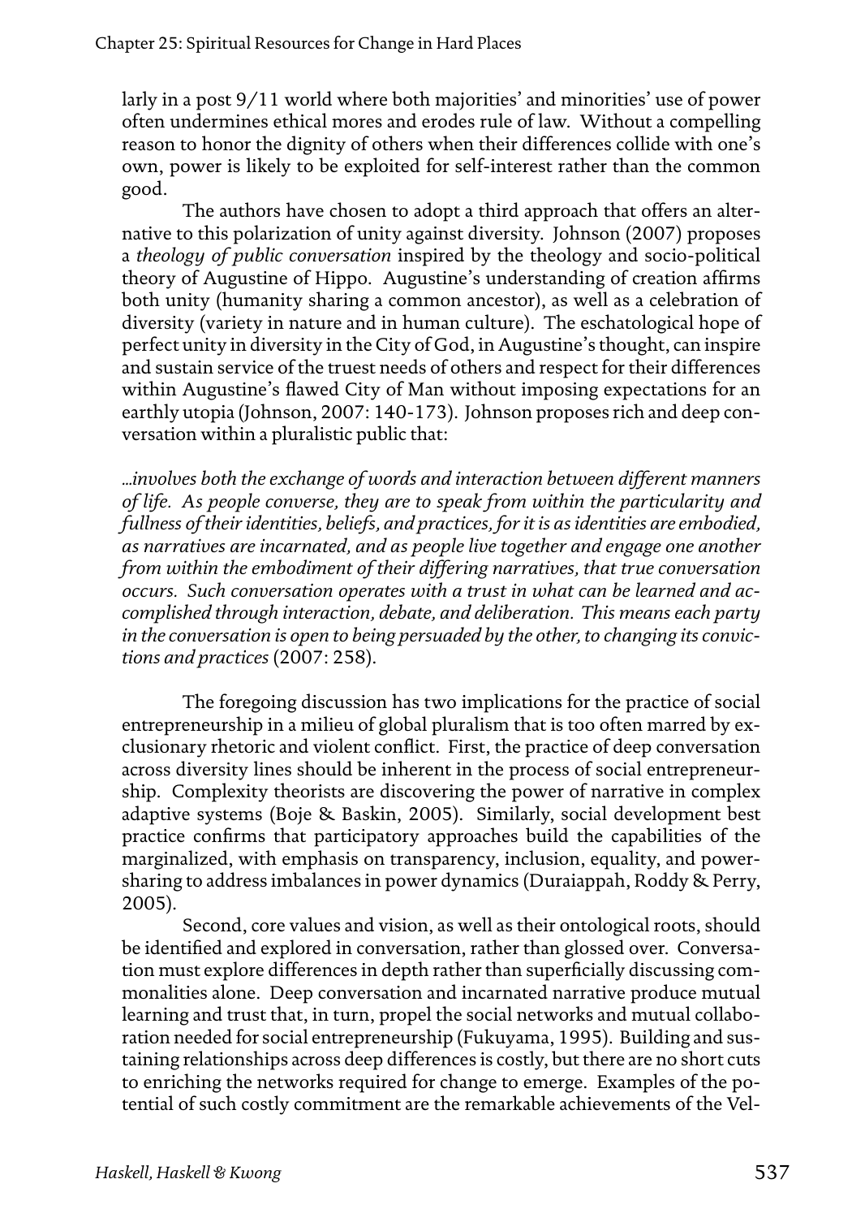larly in a post 9/11 world where both majorities' and minorities' use of power often undermines ethical mores and erodes rule of law. Without a compelling reason to honor the dignity of others when their differences collide with one's own, power is likely to be exploited for self-interest rather than the common good.

The authors have chosen to adopt a third approach that offers an alternative to this polarization of unity against diversity. Johnson (2007) proposes a *theology of public conversation* inspired by the theology and socio-political theory of Augustine of Hippo. Augustine's understanding of creation affirms both unity (humanity sharing a common ancestor), as well as a celebration of diversity (variety in nature and in human culture). The eschatological hope of perfect unity in diversity in the City of God, in Augustine's thought, can inspire and sustain service of the truest needs of others and respect for their differences within Augustine's flawed City of Man without imposing expectations for an earthly utopia (Johnson, 2007: 140-173). Johnson proposes rich and deep conversation within a pluralistic public that:

*...involves both the exchange of words and interaction between different manners of life. As people converse, they are to speak from within the particularity and fullness of their identities, beliefs, and practices, for it is as identities are embodied, as narratives are incarnated, and as people live together and engage one another from within the embodiment of their differing narratives, that true conversation occurs. Such conversation operates with a trust in what can be learned and accomplished through interaction, debate, and deliberation. This means each party in the conversation is open to being persuaded by the other, to changing its convictions and practices* (2007: 258).

The foregoing discussion has two implications for the practice of social entrepreneurship in a milieu of global pluralism that is too often marred by exclusionary rhetoric and violent conflict. First, the practice of deep conversation across diversity lines should be inherent in the process of social entrepreneurship. Complexity theorists are discovering the power of narrative in complex adaptive systems (Boje & Baskin, 2005). Similarly, social development best practice confirms that participatory approaches build the capabilities of the marginalized, with emphasis on transparency, inclusion, equality, and power-sharing to address imbalances in power dynamics (Duraiappah, Roddy & Perry, 2005).

Second, core values and vision, as well as their ontological roots, should be identified and explored in conversation, rather than glossed over. Conversation must explore differences in depth rather than superficially discussing commonalities alone. Deep conversation and incarnated narrative produce mutual learning and trust that, in turn, propel the social networks and mutual collaboration needed for social entrepreneurship (Fukuyama, 1995). Building and sustaining relationships across deep differences is costly, but there are no short cuts to enriching the networks required for change to emerge. Examples of the potential of such costly commitment are the remarkable achievements of the Vel-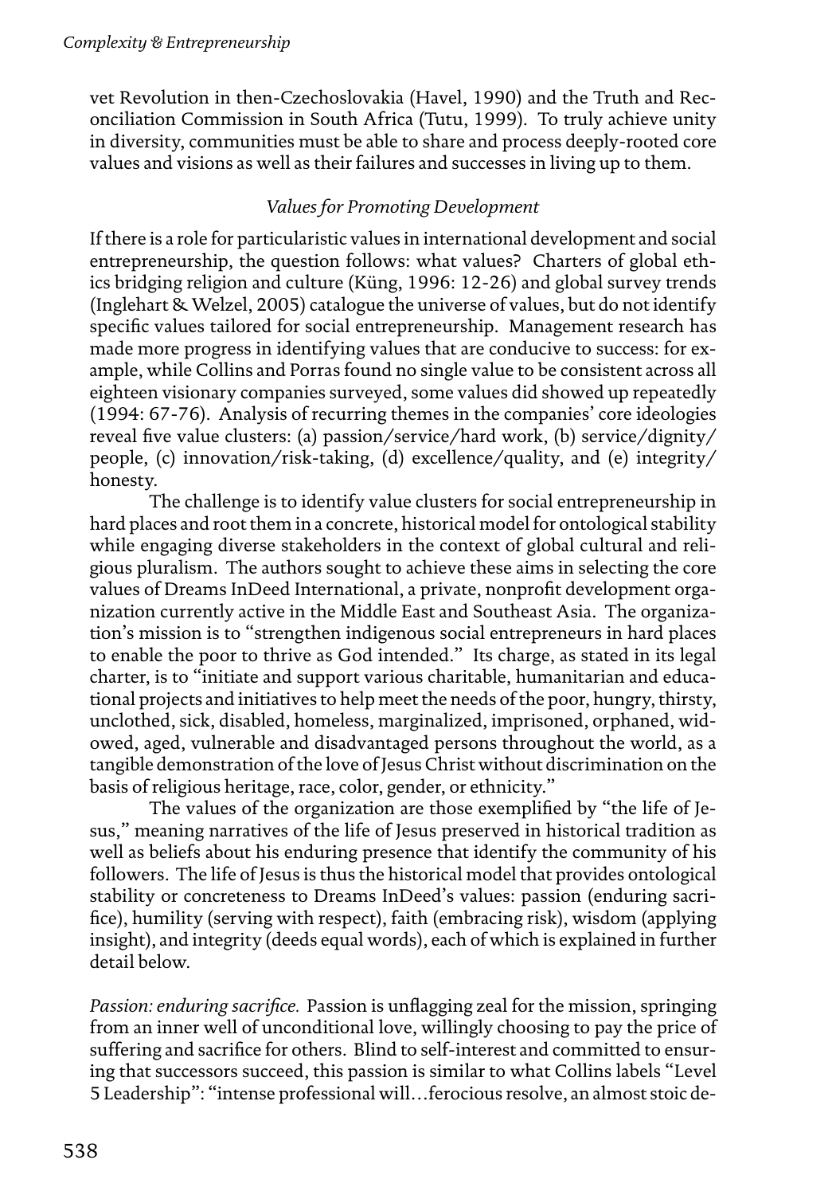vet Revolution in then-Czechoslovakia (Havel, 1990) and the Truth and Reconciliation Commission in South Africa (Tutu, 1999). To truly achieve unity in diversity, communities must be able to share and process deeply-rooted core values and visions as well as their failures and successes in living up to them.

### *Values for Promoting Development*

If there is a role for particularistic values in international development and social entrepreneurship, the question follows: what values? Charters of global ethics bridging religion and culture (Küng, 1996: 12-26) and global survey trends (Inglehart & Welzel, 2005) catalogue the universe of values, but do not identify specific values tailored for social entrepreneurship. Management research has made more progress in identifying values that are conducive to success: for example, while Collins and Porras found no single value to be consistent across all eighteen visionary companies surveyed, some values did showed up repeatedly (1994: 67-76). Analysis of recurring themes in the companies' core ideologies reveal five value clusters: (a) passion/service/hard work, (b) service/dignity/people, (c) innovation/risk-taking, (d) excellence/quality, and (e) integrity/honesty.

The challenge is to identify value clusters for social entrepreneurship in hard places and root them in a concrete, historical model for ontological stability while engaging diverse stakeholders in the context of global cultural and religious pluralism. The authors sought to achieve these aims in selecting the core values of Dreams InDeed International, a private, nonprofit development organization currently active in the Middle East and Southeast Asia. The organization's mission is to "strengthen indigenous social entrepreneurs in hard places to enable the poor to thrive as God intended." Its charge, as stated in its legal charter, is to "initiate and support various charitable, humanitarian and educational projects and initiatives to help meet the needs of the poor, hungry, thirsty, unclothed, sick, disabled, homeless, marginalized, imprisoned, orphaned, widowed, aged, vulnerable and disadvantaged persons throughout the world, as a tangible demonstration of the love of Jesus Christ without discrimination on the basis of religious heritage, race, color, gender, or ethnicity."

The values of the organization are those exemplified by "the life of Jesus," meaning narratives of the life of Jesus preserved in historical tradition as well as beliefs about his enduring presence that identify the community of his followers. The life of Jesus is thus the historical model that provides ontological stability or concreteness to Dreams InDeed's values: passion (enduring sacrifice), humility (serving with respect), faith (embracing risk), wisdom (applying insight), and integrity (deeds equal words), each of which is explained in further detail below.

*Passion: enduring sacrifice.* Passion is unflagging zeal for the mission, springing from an inner well of unconditional love, willingly choosing to pay the price of suffering and sacrifice for others. Blind to self-interest and committed to ensuring that successors succeed, this passion is similar to what Collins labels "Level 5 Leadership": "intense professional will…ferocious resolve, an almost stoic de-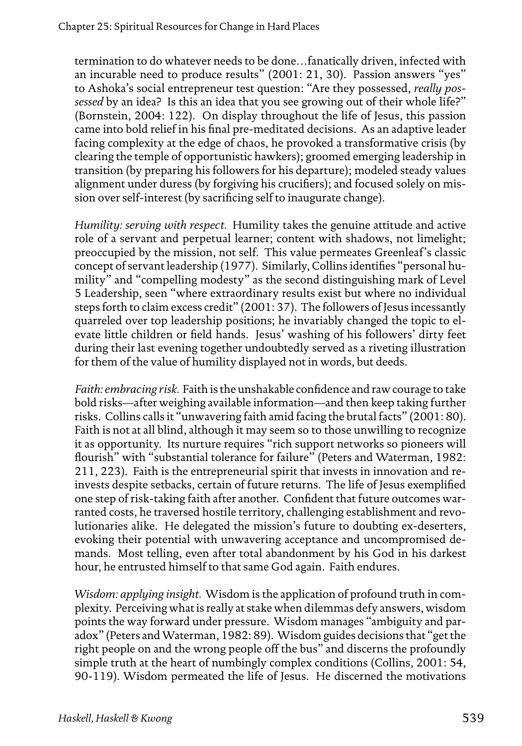termination to do whatever needs to be done…fanatically driven, infected with an incurable need to produce results" (2001: 21, 30). Passion answers "yes" to Ashoka's social entrepreneur test question: "Are they possessed, *really possessed* by an idea? Is this an idea that you see growing out of their whole life?" (Bornstein, 2004: 122). On display throughout the life of Jesus, this passion came into bold relief in his final pre-meditated decisions. As an adaptive leader facing complexity at the edge of chaos, he provoked a transformative crisis (by clearing the temple of opportunistic hawkers); groomed emerging leadership in transition (by preparing his followers for his departure); modeled steady values alignment under duress (by forgiving his crucifiers); and focused solely on mission over self-interest (by sacrificing self to inaugurate change).

*Humility: serving with respect.* Humility takes the genuine attitude and active role of a servant and perpetual learner; content with shadows, not limelight; preoccupied by the mission, not self. This value permeates Greenleaf's classic concept of servant leadership (1977). Similarly, Collins identifies "personal humility" and "compelling modesty" as the second distinguishing mark of Level 5 Leadership, seen "where extraordinary results exist but where no individual steps forth to claim excess credit" (2001: 37). The followers of Jesus incessantly quarreled over top leadership positions; he invariably changed the topic to elevate little children or field hands. Jesus' washing of his followers' dirty feet during their last evening together undoubtedly served as a riveting illustration for them of the value of humility displayed not in words, but deeds.

*Faith: embracing risk.* Faith is the unshakable confidence and raw courage to take bold risks—after weighing available information—and then keep taking further risks. Collins calls it "unwavering faith amid facing the brutal facts" (2001: 80). Faith is not at all blind, although it may seem so to those unwilling to recognize it as opportunity. Its nurture requires "rich support networks so pioneers will flourish" with "substantial tolerance for failure" (Peters and Waterman, 1982: 211, 223). Faith is the entrepreneurial spirit that invests in innovation and reinvests despite setbacks, certain of future returns. The life of Jesus exemplified one step of risk-taking faith after another. Confident that future outcomes warranted costs, he traversed hostile territory, challenging establishment and revolutionaries alike. He delegated the mission's future to doubting ex-deserters, evoking their potential with unwavering acceptance and uncompromised demands. Most telling, even after total abandonment by his God in his darkest hour, he entrusted himself to that same God again. Faith endures.

*Wisdom: applying insight.* Wisdom is the application of profound truth in complexity. Perceiving what is really at stake when dilemmas defy answers, wisdom points the way forward under pressure. Wisdom manages "ambiguity and paradox" (Peters and Waterman, 1982: 89). Wisdom guides decisions that "get the right people on and the wrong people off the bus" and discerns the profoundly simple truth at the heart of numbingly complex conditions (Collins, 2001: 54, 90-119). Wisdom permeated the life of Jesus. He discerned the motivations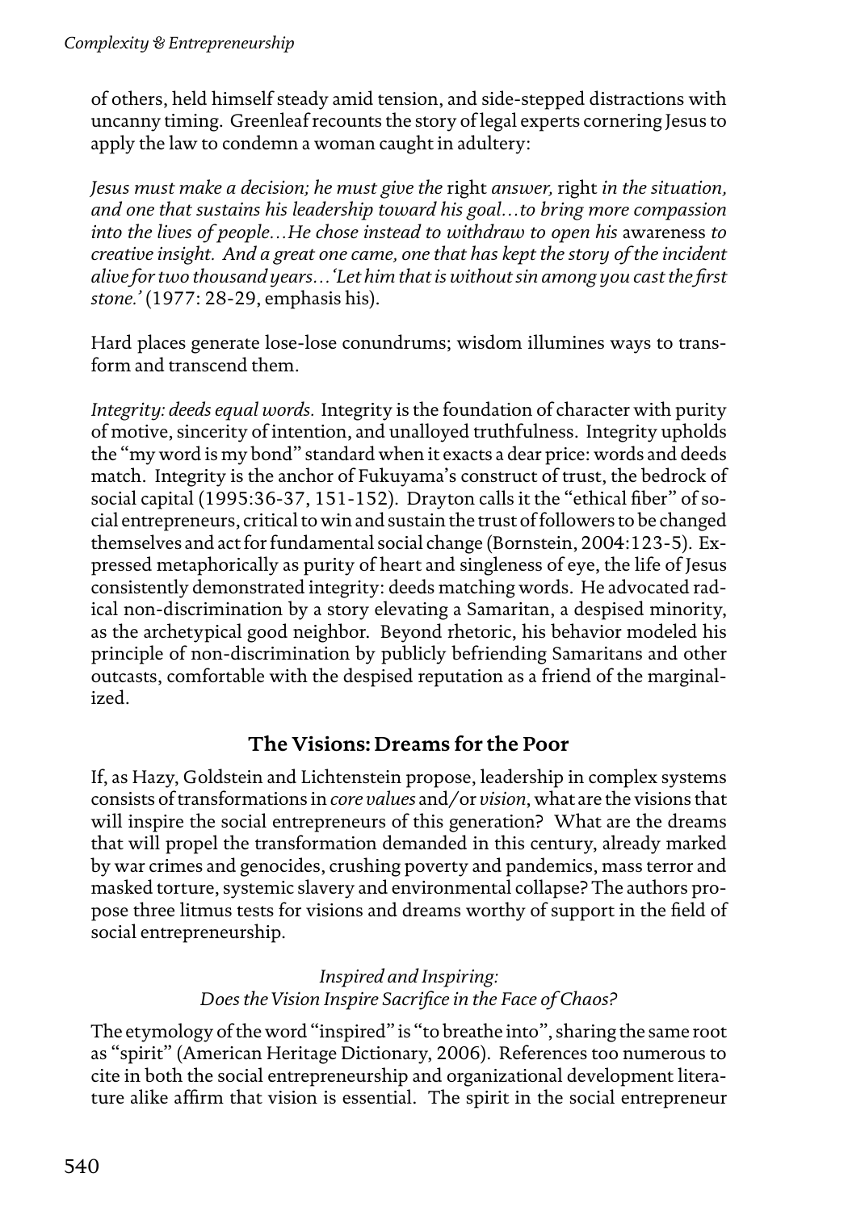of others, held himself steady amid tension, and side-stepped distractions with uncanny timing. Greenleaf recounts the story of legal experts cornering Jesus to apply the law to condemn a woman caught in adultery:

*Jesus must make a decision; he must give the* right *answer,* right *in the situation, and one that sustains his leadership toward his goal…to bring more compassion into the lives of people…He chose instead to withdraw to open his* awareness *to creative insight. And a great one came, one that has kept the story of the incident alive for two thousand years…'Let him that is without sin among you cast the first stone.'* (1977: 28-29, emphasis his).

Hard places generate lose-lose conundrums; wisdom illumines ways to transform and transcend them.

*Integrity: deeds equal words.* Integrity is the foundation of character with purity of motive, sincerity of intention, and unalloyed truthfulness. Integrity upholds the "my word is my bond" standard when it exacts a dear price: words and deeds match. Integrity is the anchor of Fukuyama's construct of trust, the bedrock of social capital (1995:36-37, 151-152). Drayton calls it the "ethical fiber" of social entrepreneurs, critical to win and sustain the trust of followers to be changed themselves and act for fundamental social change (Bornstein, 2004:123-5). Expressed metaphorically as purity of heart and singleness of eye, the life of Jesus consistently demonstrated integrity: deeds matching words. He advocated radical non-discrimination by a story elevating a Samaritan, a despised minority, as the archetypical good neighbor. Beyond rhetoric, his behavior modeled his principle of non-discrimination by publicly befriending Samaritans and other outcasts, comfortable with the despised reputation as a friend of the marginalized.

## The Visions: Dreams for the Poor

If, as Hazy, Goldstein and Lichtenstein propose, leadership in complex systems consists of transformations in *core values* and/or *vision*, what are the visions that will inspire the social entrepreneurs of this generation? What are the dreams that will propel the transformation demanded in this century, already marked by war crimes and genocides, crushing poverty and pandemics, mass terror and masked torture, systemic slavery and environmental collapse? The authors propose three litmus tests for visions and dreams worthy of support in the field of social entrepreneurship.

### *Inspired and Inspiring: Does the Vision Inspire Sacrifice in the Face of Chaos?*

The etymology of the word "inspired" is "to breathe into", sharing the same root as "spirit" (American Heritage Dictionary, 2006). References too numerous to cite in both the social entrepreneurship and organizational development literature alike affirm that vision is essential. The spirit in the social entrepreneur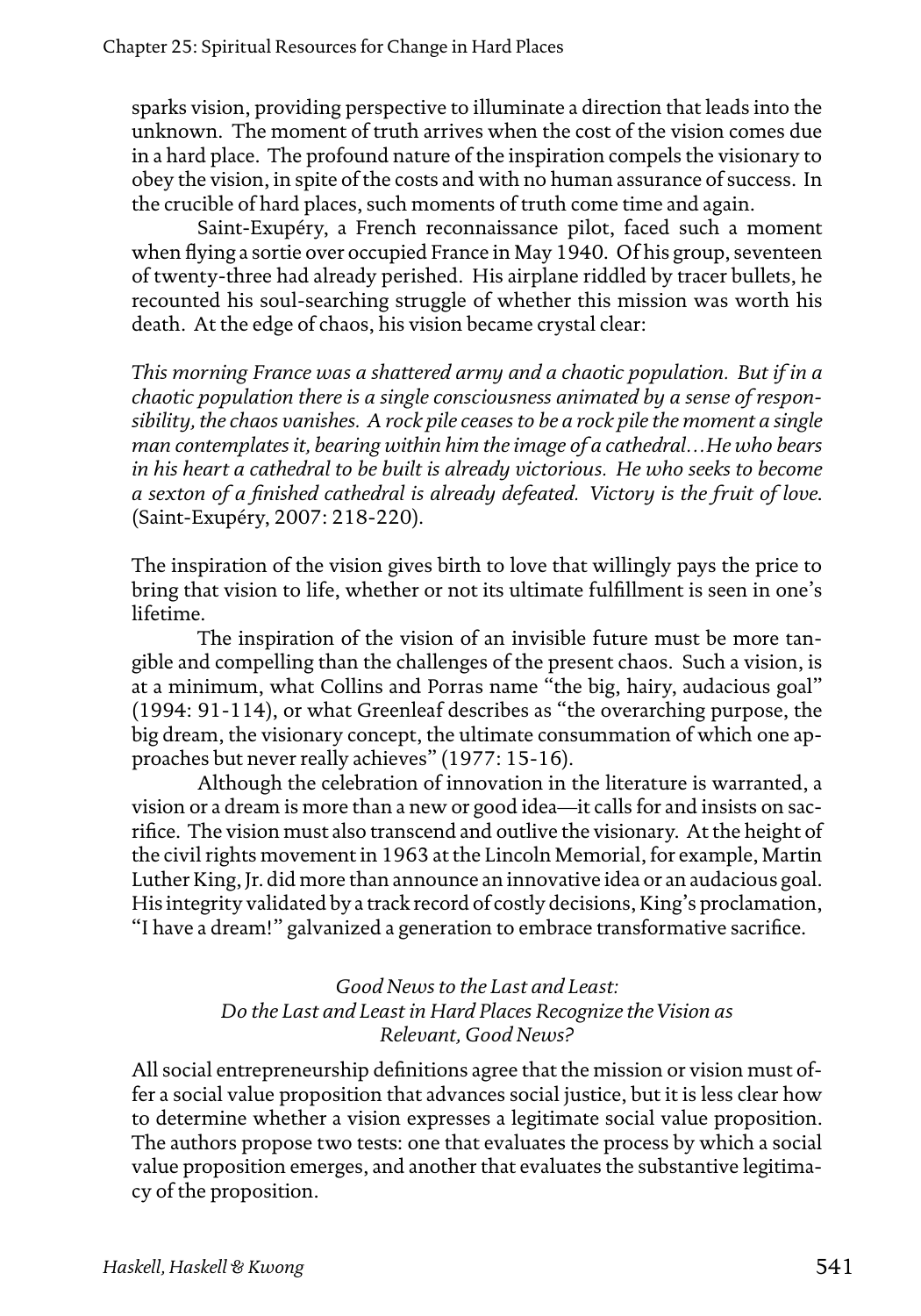sparks vision, providing perspective to illuminate a direction that leads into the unknown. The moment of truth arrives when the cost of the vision comes due in a hard place. The profound nature of the inspiration compels the visionary to obey the vision, in spite of the costs and with no human assurance of success. In the crucible of hard places, such moments of truth come time and again.

Saint-Exupéry, a French reconnaissance pilot, faced such a moment when flying a sortie over occupied France in May 1940. Of his group, seventeen of twenty-three had already perished. His airplane riddled by tracer bullets, he recounted his soul-searching struggle of whether this mission was worth his death. At the edge of chaos, his vision became crystal clear:

> *This morning France was a shattered army and a chaotic population. But if in a chaotic population there is a single consciousness animated by a sense of responsibility, the chaos vanishes. A rock pile ceases to be a rock pile the moment a single man contemplates it, bearing within him the image of a cathedral…He who bears in his heart a cathedral to be built is already victorious. He who seeks to become a sexton of a finished cathedral is already defeated. Victory is the fruit of love.* (Saint-Exupéry, 2007: 218-220).

The inspiration of the vision gives birth to love that willingly pays the price to bring that vision to life, whether or not its ultimate fulfillment is seen in one's lifetime.

The inspiration of the vision of an invisible future must be more tangible and compelling than the challenges of the present chaos. Such a vision, is at a minimum, what Collins and Porras name "the big, hairy, audacious goal" (1994: 91-114), or what Greenleaf describes as "the overarching purpose, the big dream, the visionary concept, the ultimate consummation of which one approaches but never really achieves" (1977: 15-16).

Although the celebration of innovation in the literature is warranted, a vision or a dream is more than a new or good idea—it calls for and insists on sacrifice. The vision must also transcend and outlive the visionary. At the height of the civil rights movement in 1963 at the Lincoln Memorial, for example, Martin Luther King, Jr. did more than announce an innovative idea or an audacious goal. His integrity validated by a track record of costly decisions, King's proclamation, "I have a dream!" galvanized a generation to embrace transformative sacrifice.

### *Good News to the Last and Least: Do the Last and Least in Hard Places Recognize the Vision as Relevant, Good News?*

All social entrepreneurship definitions agree that the mission or vision must offer a social value proposition that advances social justice, but it is less clear how to determine whether a vision expresses a legitimate social value proposition. The authors propose two tests: one that evaluates the process by which a social value proposition emerges, and another that evaluates the substantive legitimacy of the proposition.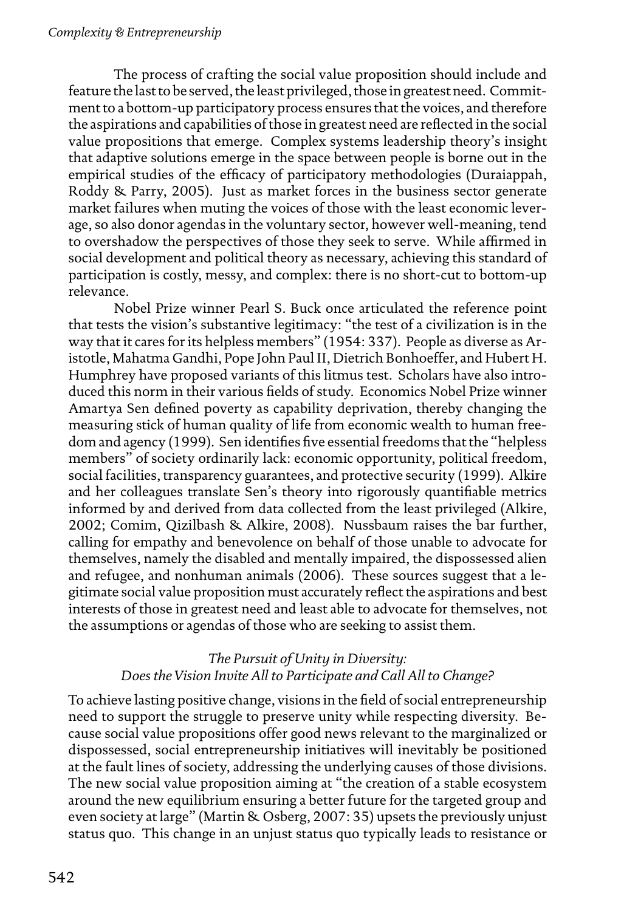The process of crafting the social value proposition should include and feature the last to be served, the least privileged, those in greatest need. Commitment to a bottom-up participatory process ensures that the voices, and therefore the aspirations and capabilities of those in greatest need are reflected in the social value propositions that emerge. Complex systems leadership theory's insight that adaptive solutions emerge in the space between people is borne out in the empirical studies of the efficacy of participatory methodologies (Duraiappah, Roddy & Parry, 2005). Just as market forces in the business sector generate market failures when muting the voices of those with the least economic leverage, so also donor agendas in the voluntary sector, however well-meaning, tend to overshadow the perspectives of those they seek to serve. While affirmed in social development and political theory as necessary, achieving this standard of participation is costly, messy, and complex: there is no short-cut to bottom-up relevance.

Nobel Prize winner Pearl S. Buck once articulated the reference point that tests the vision's substantive legitimacy: "the test of a civilization is in the way that it cares for its helpless members" (1954: 337). People as diverse as Aristotle, Mahatma Gandhi, Pope John Paul II, Dietrich Bonhoeffer, and Hubert H. Humphrey have proposed variants of this litmus test. Scholars have also introduced this norm in their various fields of study. Economics Nobel Prize winner Amartya Sen defined poverty as capability deprivation, thereby changing the measuring stick of human quality of life from economic wealth to human freedom and agency (1999). Sen identifies five essential freedoms that the "helpless members" of society ordinarily lack: economic opportunity, political freedom, social facilities, transparency guarantees, and protective security (1999). Alkire and her colleagues translate Sen's theory into rigorously quantifiable metrics informed by and derived from data collected from the least privileged (Alkire, 2002; Comim, Qizilbash & Alkire, 2008). Nussbaum raises the bar further, calling for empathy and benevolence on behalf of those unable to advocate for themselves, namely the disabled and mentally impaired, the dispossessed alien and refugee, and nonhuman animals (2006). These sources suggest that a legitimate social value proposition must accurately reflect the aspirations and best interests of those in greatest need and least able to advocate for themselves, not the assumptions or agendas of those who are seeking to assist them.

### *The Pursuit of Unity in Diversity: Does the Vision Invite All to Participate and Call All to Change?*

To achieve lasting positive change, visions in the field of social entrepreneurship need to support the struggle to preserve unity while respecting diversity. Because social value propositions offer good news relevant to the marginalized or dispossessed, social entrepreneurship initiatives will inevitably be positioned at the fault lines of society, addressing the underlying causes of those divisions. The new social value proposition aiming at "the creation of a stable ecosystem around the new equilibrium ensuring a better future for the targeted group and even society at large" (Martin & Osberg, 2007: 35) upsets the previously unjust status quo. This change in an unjust status quo typically leads to resistance or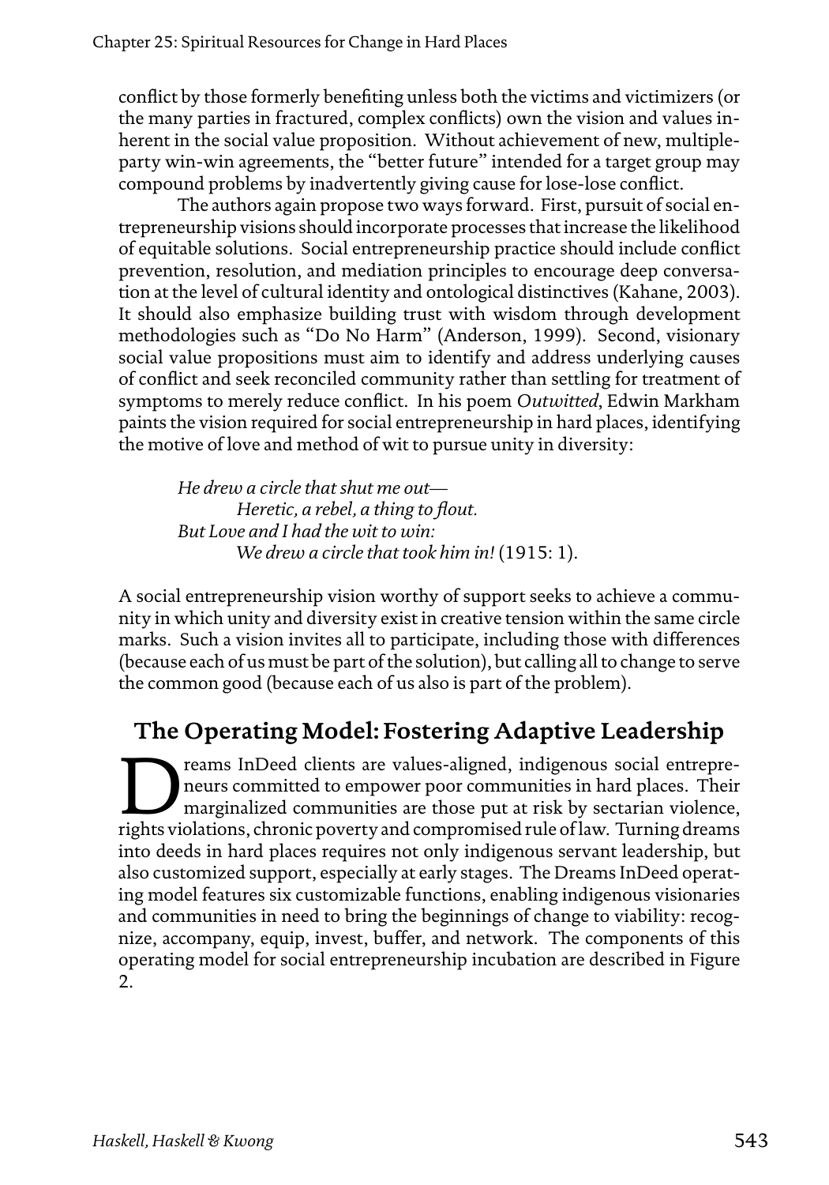conflict by those formerly benefiting unless both the victims and victimizers (or the many parties in fractured, complex conflicts) own the vision and values inherent in the social value proposition. Without achievement of new, multiple-party win-win agreements, the "better future" intended for a target group may compound problems by inadvertently giving cause for lose-lose conflict.

The authors again propose two ways forward. First, pursuit of social entrepreneurship visions should incorporate processes that increase the likelihood of equitable solutions. Social entrepreneurship practice should include conflict prevention, resolution, and mediation principles to encourage deep conversation at the level of cultural identity and ontological distinctives (Kahane, 2003). It should also emphasize building trust with wisdom through development methodologies such as "Do No Harm" (Anderson, 1999). Second, visionary social value propositions must aim to identify and address underlying causes of conflict and seek reconciled community rather than settling for treatment of symptoms to merely reduce conflict. In his poem *Outwitted*, Edwin Markham paints the vision required for social entrepreneurship in hard places, identifying the motive of love and method of wit to pursue unity in diversity:

> *He drew a circle that shut me out—*
> *Heretic, a rebel, a thing to flout.*
> *But Love and I had the wit to win:*
> *We drew a circle that took him in!* (1915: 1).

A social entrepreneurship vision worthy of support seeks to achieve a community in which unity and diversity exist in creative tension within the same circle marks. Such a vision invites all to participate, including those with differences (because each of us must be part of the solution), but calling all to change to serve the common good (because each of us also is part of the problem).

## The Operating Model: Fostering Adaptive Leadership

Dreams InDeed clients are values-aligned, indigenous social entrepreneurs committed to empower poor communities in hard places. Their marginalized communities are those put at risk by sectarian violence, rights violations, chronic poverty and compromised rule of law. Turning dreams into deeds in hard places requires not only indigenous servant leadership, but also customized support, especially at early stages. The Dreams InDeed operating model features six customizable functions, enabling indigenous visionaries and communities in need to bring the beginnings of change to viability: recognize, accompany, equip, invest, buffer, and network. The components of this operating model for social entrepreneurship incubation are described in Figure 2.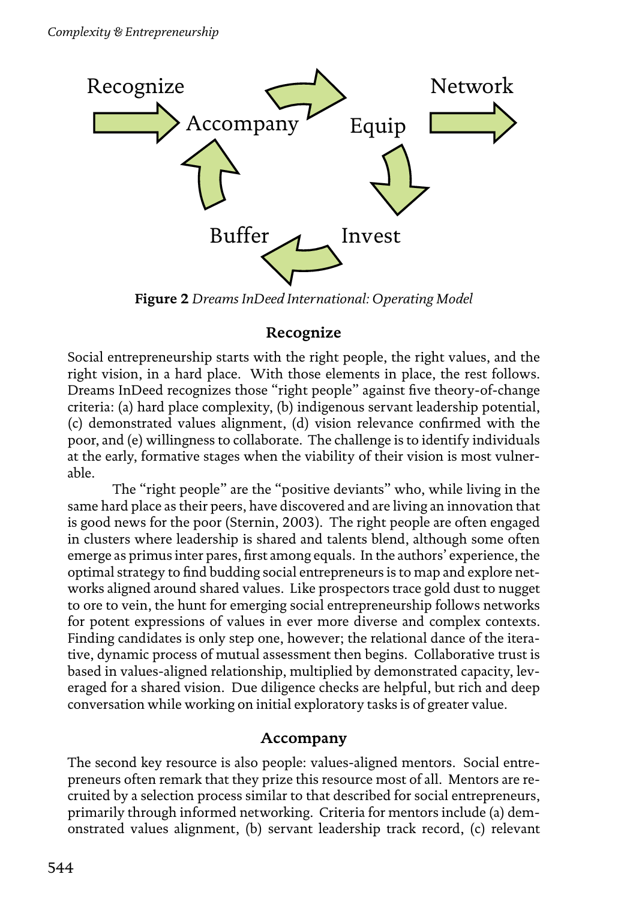Recognize → Accompany → Equip → Network

Equip → Invest → Buffer → Accompany

**Figure 2** *Dreams InDeed International: Operating Model*

### Recognize

Social entrepreneurship starts with the right people, the right values, and the right vision, in a hard place. With those elements in place, the rest follows. Dreams InDeed recognizes those "right people" against five theory-of-change criteria: (a) hard place complexity, (b) indigenous servant leadership potential, (c) demonstrated values alignment, (d) vision relevance confirmed with the poor, and (e) willingness to collaborate. The challenge is to identify individuals at the early, formative stages when the viability of their vision is most vulnerable.

The "right people" are the "positive deviants" who, while living in the same hard place as their peers, have discovered and are living an innovation that is good news for the poor (Sternin, 2003). The right people are often engaged in clusters where leadership is shared and talents blend, although some often emerge as primus inter pares, first among equals. In the authors' experience, the optimal strategy to find budding social entrepreneurs is to map and explore networks aligned around shared values. Like prospectors trace gold dust to nugget to ore to vein, the hunt for emerging social entrepreneurship follows networks for potent expressions of values in ever more diverse and complex contexts. Finding candidates is only step one, however; the relational dance of the iterative, dynamic process of mutual assessment then begins. Collaborative trust is based in values-aligned relationship, multiplied by demonstrated capacity, leveraged for a shared vision. Due diligence checks are helpful, but rich and deep conversation while working on initial exploratory tasks is of greater value.

### Accompany

The second key resource is also people: values-aligned mentors. Social entrepreneurs often remark that they prize this resource most of all. Mentors are recruited by a selection process similar to that described for social entrepreneurs, primarily through informed networking. Criteria for mentors include (a) demonstrated values alignment, (b) servant leadership track record, (c) relevant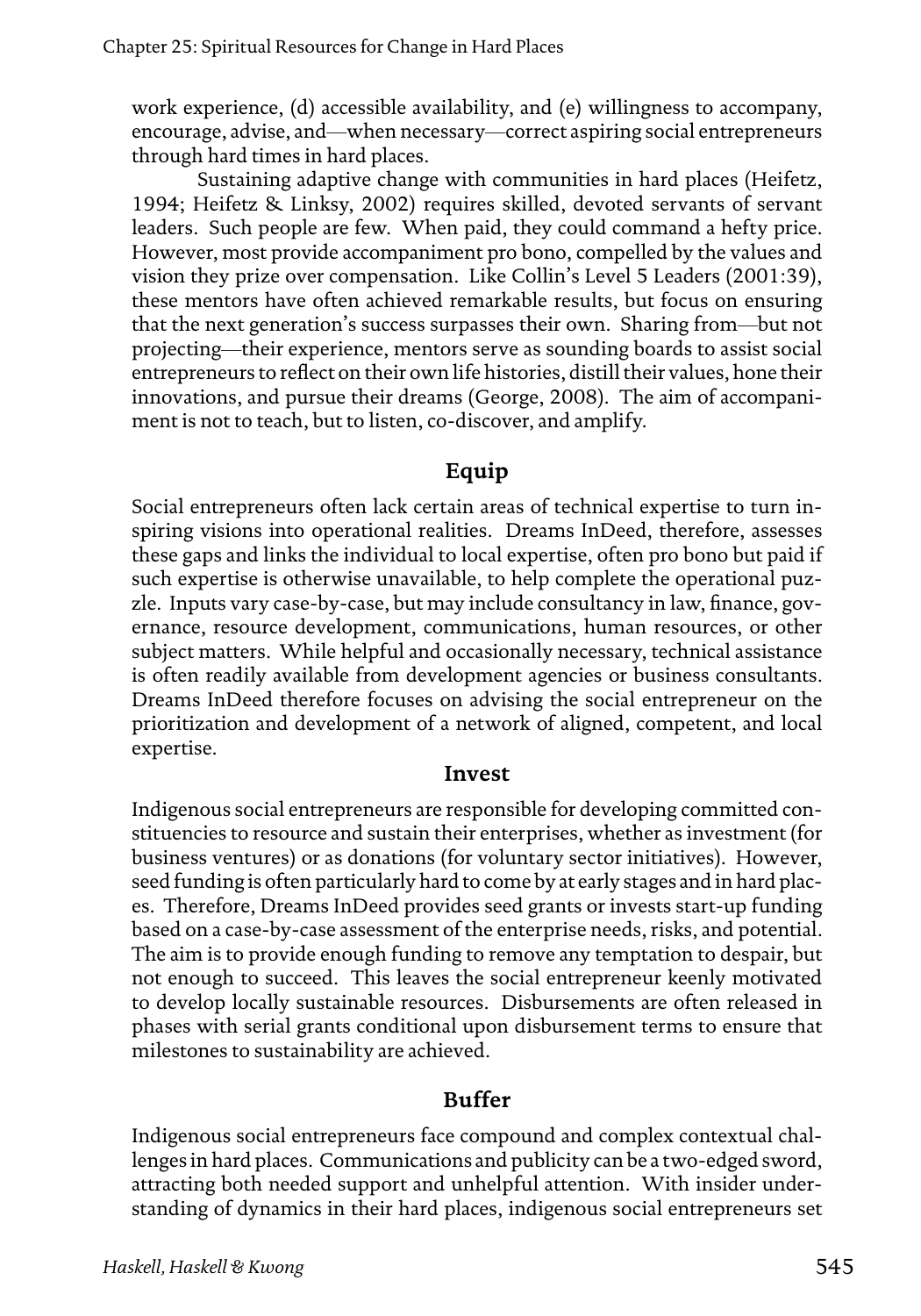work experience, (d) accessible availability, and (e) willingness to accompany, encourage, advise, and—when necessary—correct aspiring social entrepreneurs through hard times in hard places.

Sustaining adaptive change with communities in hard places (Heifetz, 1994; Heifetz & Linksy, 2002) requires skilled, devoted servants of servant leaders. Such people are few. When paid, they could command a hefty price. However, most provide accompaniment pro bono, compelled by the values and vision they prize over compensation. Like Collin's Level 5 Leaders (2001:39), these mentors have often achieved remarkable results, but focus on ensuring that the next generation's success surpasses their own. Sharing from—but not projecting—their experience, mentors serve as sounding boards to assist social entrepreneurs to reflect on their own life histories, distill their values, hone their innovations, and pursue their dreams (George, 2008). The aim of accompaniment is not to teach, but to listen, co-discover, and amplify.

## Equip

Social entrepreneurs often lack certain areas of technical expertise to turn inspiring visions into operational realities. Dreams InDeed, therefore, assesses these gaps and links the individual to local expertise, often pro bono but paid if such expertise is otherwise unavailable, to help complete the operational puzzle. Inputs vary case-by-case, but may include consultancy in law, finance, governance, resource development, communications, human resources, or other subject matters. While helpful and occasionally necessary, technical assistance is often readily available from development agencies or business consultants. Dreams InDeed therefore focuses on advising the social entrepreneur on the prioritization and development of a network of aligned, competent, and local expertise.

## Invest

Indigenous social entrepreneurs are responsible for developing committed constituencies to resource and sustain their enterprises, whether as investment (for business ventures) or as donations (for voluntary sector initiatives). However, seed funding is often particularly hard to come by at early stages and in hard places. Therefore, Dreams InDeed provides seed grants or invests start-up funding based on a case-by-case assessment of the enterprise needs, risks, and potential. The aim is to provide enough funding to remove any temptation to despair, but not enough to succeed. This leaves the social entrepreneur keenly motivated to develop locally sustainable resources. Disbursements are often released in phases with serial grants conditional upon disbursement terms to ensure that milestones to sustainability are achieved.

## Buffer

Indigenous social entrepreneurs face compound and complex contextual challenges in hard places. Communications and publicity can be a two-edged sword, attracting both needed support and unhelpful attention. With insider understanding of dynamics in their hard places, indigenous social entrepreneurs set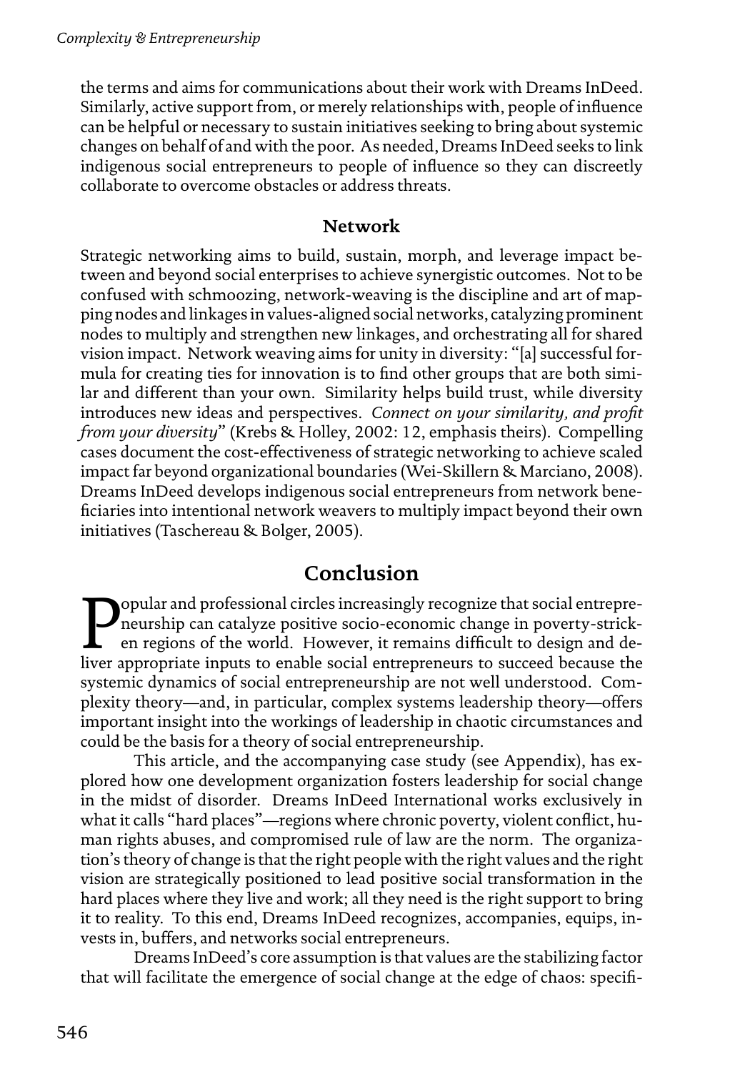the terms and aims for communications about their work with Dreams InDeed. Similarly, active support from, or merely relationships with, people of influence can be helpful or necessary to sustain initiatives seeking to bring about systemic changes on behalf of and with the poor. As needed, Dreams InDeed seeks to link indigenous social entrepreneurs to people of influence so they can discreetly collaborate to overcome obstacles or address threats.

### Network

Strategic networking aims to build, sustain, morph, and leverage impact between and beyond social enterprises to achieve synergistic outcomes. Not to be confused with schmoozing, network-weaving is the discipline and art of mapping nodes and linkages in values-aligned social networks, catalyzing prominent nodes to multiply and strengthen new linkages, and orchestrating all for shared vision impact. Network weaving aims for unity in diversity: "[a] successful formula for creating ties for innovation is to find other groups that are both similar and different than your own. Similarity helps build trust, while diversity introduces new ideas and perspectives. *Connect on your similarity, and profit from your diversity*" (Krebs & Holley, 2002: 12, emphasis theirs). Compelling cases document the cost-effectiveness of strategic networking to achieve scaled impact far beyond organizational boundaries (Wei-Skillern & Marciano, 2008). Dreams InDeed develops indigenous social entrepreneurs from network beneficiaries into intentional network weavers to multiply impact beyond their own initiatives (Taschereau & Bolger, 2005).

## Conclusion

Popular and professional circles increasingly recognize that social entrepreneurship can catalyze positive socio-economic change in poverty-stricken regions of the world. However, it remains difficult to design and deliver appropriate inputs to enable social entrepreneurs to succeed because the systemic dynamics of social entrepreneurship are not well understood. Complexity theory—and, in particular, complex systems leadership theory—offers important insight into the workings of leadership in chaotic circumstances and could be the basis for a theory of social entrepreneurship.

This article, and the accompanying case study (see Appendix), has explored how one development organization fosters leadership for social change in the midst of disorder. Dreams InDeed International works exclusively in what it calls "hard places"—regions where chronic poverty, violent conflict, human rights abuses, and compromised rule of law are the norm. The organization's theory of change is that the right people with the right values and the right vision are strategically positioned to lead positive social transformation in the hard places where they live and work; all they need is the right support to bring it to reality. To this end, Dreams InDeed recognizes, accompanies, equips, invests in, buffers, and networks social entrepreneurs.

Dreams InDeed's core assumption is that values are the stabilizing factor that will facilitate the emergence of social change at the edge of chaos: specifi-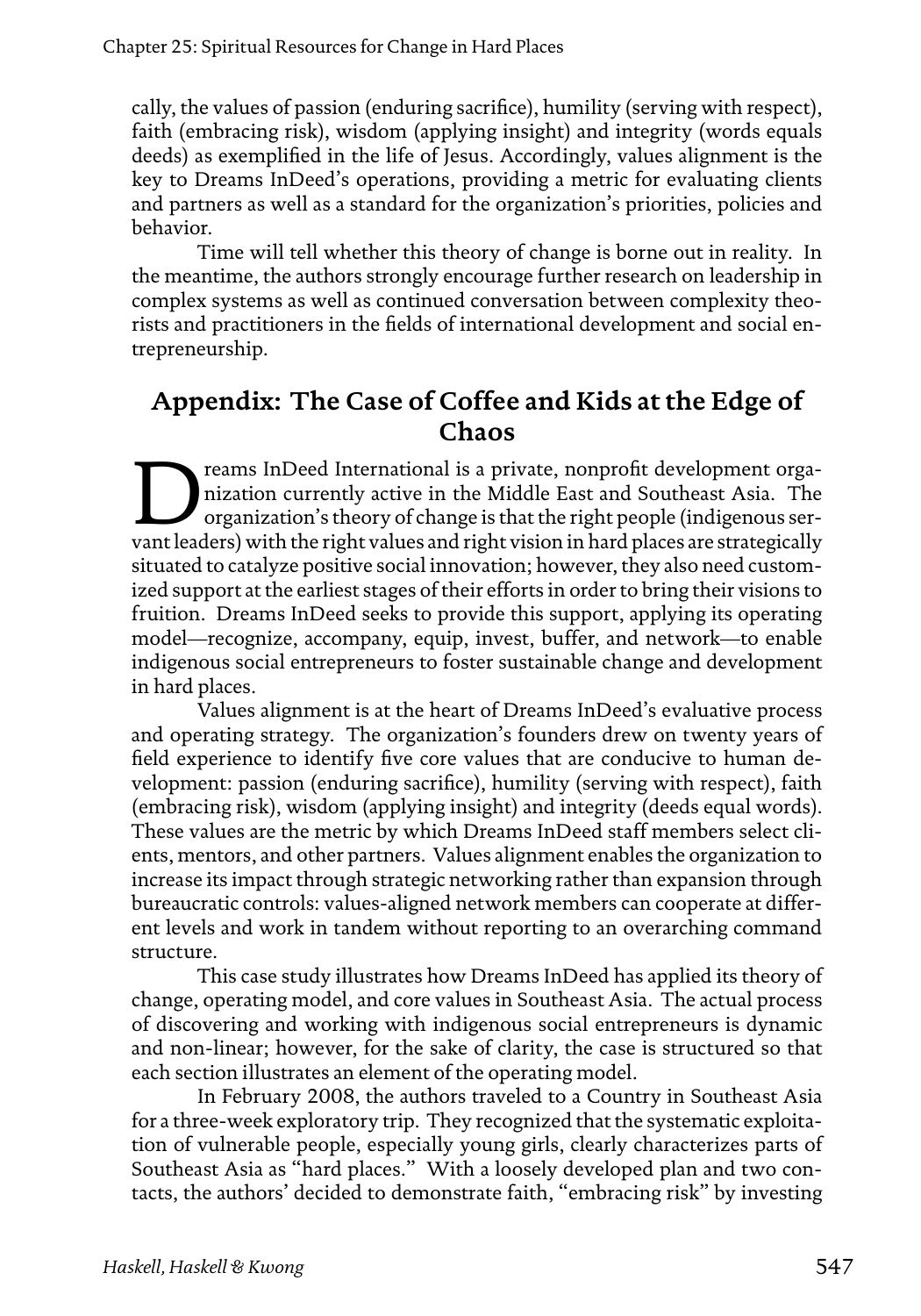cally, the values of passion (enduring sacrifice), humility (serving with respect), faith (embracing risk), wisdom (applying insight) and integrity (words equals deeds) as exemplified in the life of Jesus. Accordingly, values alignment is the key to Dreams InDeed's operations, providing a metric for evaluating clients and partners as well as a standard for the organization's priorities, policies and behavior.

Time will tell whether this theory of change is borne out in reality. In the meantime, the authors strongly encourage further research on leadership in complex systems as well as continued conversation between complexity theorists and practitioners in the fields of international development and social entrepreneurship.

## Appendix: The Case of Coffee and Kids at the Edge of Chaos

Dreams InDeed International is a private, nonprofit development organization currently active in the Middle East and Southeast Asia. The organization's theory of change is that the right people (indigenous servant leaders) with the right values and right vision in hard places are strategically situated to catalyze positive social innovation; however, they also need customized support at the earliest stages of their efforts in order to bring their visions to fruition. Dreams InDeed seeks to provide this support, applying its operating model—recognize, accompany, equip, invest, buffer, and network—to enable indigenous social entrepreneurs to foster sustainable change and development in hard places.

Values alignment is at the heart of Dreams InDeed's evaluative process and operating strategy. The organization's founders drew on twenty years of field experience to identify five core values that are conducive to human development: passion (enduring sacrifice), humility (serving with respect), faith (embracing risk), wisdom (applying insight) and integrity (deeds equal words). These values are the metric by which Dreams InDeed staff members select clients, mentors, and other partners. Values alignment enables the organization to increase its impact through strategic networking rather than expansion through bureaucratic controls: values-aligned network members can cooperate at different levels and work in tandem without reporting to an overarching command structure.

This case study illustrates how Dreams InDeed has applied its theory of change, operating model, and core values in Southeast Asia. The actual process of discovering and working with indigenous social entrepreneurs is dynamic and non-linear; however, for the sake of clarity, the case is structured so that each section illustrates an element of the operating model.

In February 2008, the authors traveled to a Country in Southeast Asia for a three-week exploratory trip. They recognized that the systematic exploitation of vulnerable people, especially young girls, clearly characterizes parts of Southeast Asia as "hard places." With a loosely developed plan and two contacts, the authors' decided to demonstrate faith, "embracing risk" by investing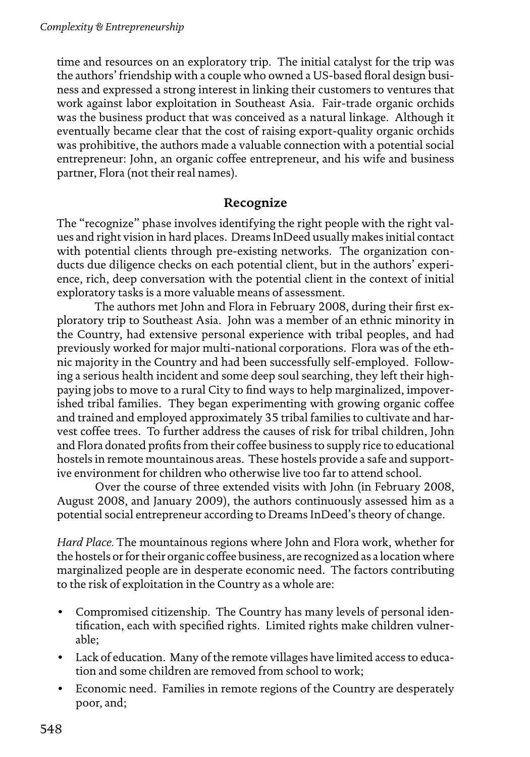time and resources on an exploratory trip. The initial catalyst for the trip was the authors' friendship with a couple who owned a US-based floral design business and expressed a strong interest in linking their customers to ventures that work against labor exploitation in Southeast Asia. Fair-trade organic orchids was the business product that was conceived as a natural linkage. Although it eventually became clear that the cost of raising export-quality organic orchids was prohibitive, the authors made a valuable connection with a potential social entrepreneur: John, an organic coffee entrepreneur, and his wife and business partner, Flora (not their real names).

## Recognize

The "recognize" phase involves identifying the right people with the right values and right vision in hard places. Dreams InDeed usually makes initial contact with potential clients through pre-existing networks. The organization conducts due diligence checks on each potential client, but in the authors' experience, rich, deep conversation with the potential client in the context of initial exploratory tasks is a more valuable means of assessment.

The authors met John and Flora in February 2008, during their first exploratory trip to Southeast Asia. John was a member of an ethnic minority in the Country, had extensive personal experience with tribal peoples, and had previously worked for major multi-national corporations. Flora was of the ethnic majority in the Country and had been successfully self-employed. Following a serious health incident and some deep soul searching, they left their high-paying jobs to move to a rural City to find ways to help marginalized, impoverished tribal families. They began experimenting with growing organic coffee and trained and employed approximately 35 tribal families to cultivate and harvest coffee trees. To further address the causes of risk for tribal children, John and Flora donated profits from their coffee business to supply rice to educational hostels in remote mountainous areas. These hostels provide a safe and supportive environment for children who otherwise live too far to attend school.

Over the course of three extended visits with John (in February 2008, August 2008, and January 2009), the authors continuously assessed him as a potential social entrepreneur according to Dreams InDeed's theory of change.

*Hard Place.* The mountainous regions where John and Flora work, whether for the hostels or for their organic coffee business, are recognized as a location where marginalized people are in desperate economic need. The factors contributing to the risk of exploitation in the Country as a whole are:

- Compromised citizenship. The Country has many levels of personal identification, each with specified rights. Limited rights make children vulnerable;
- Lack of education. Many of the remote villages have limited access to education and some children are removed from school to work;
- Economic need. Families in remote regions of the Country are desperately poor, and;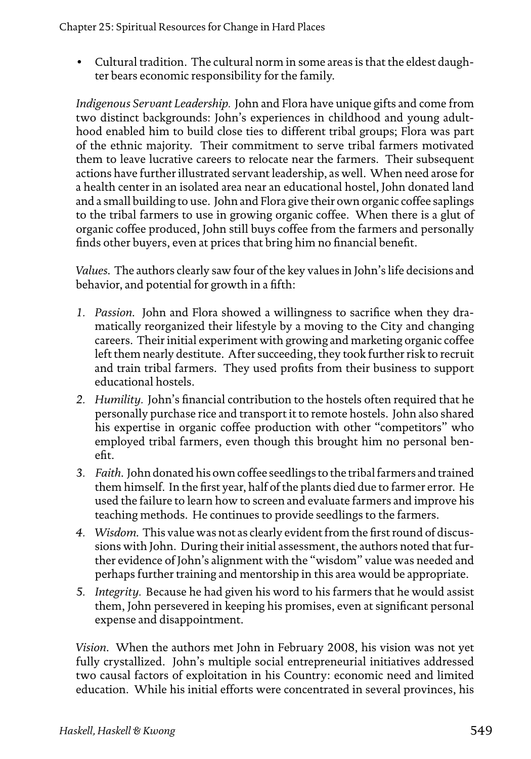- Cultural tradition. The cultural norm in some areas is that the eldest daughter bears economic responsibility for the family.

*Indigenous Servant Leadership.* John and Flora have unique gifts and come from two distinct backgrounds: John's experiences in childhood and young adulthood enabled him to build close ties to different tribal groups; Flora was part of the ethnic majority. Their commitment to serve tribal farmers motivated them to leave lucrative careers to relocate near the farmers. Their subsequent actions have further illustrated servant leadership, as well. When need arose for a health center in an isolated area near an educational hostel, John donated land and a small building to use. John and Flora give their own organic coffee saplings to the tribal farmers to use in growing organic coffee. When there is a glut of organic coffee produced, John still buys coffee from the farmers and personally finds other buyers, even at prices that bring him no financial benefit.

*Values.* The authors clearly saw four of the key values in John's life decisions and behavior, and potential for growth in a fifth:

1. *Passion.* John and Flora showed a willingness to sacrifice when they dramatically reorganized their lifestyle by a moving to the City and changing careers. Their initial experiment with growing and marketing organic coffee left them nearly destitute. After succeeding, they took further risk to recruit and train tribal farmers. They used profits from their business to support educational hostels.
2. *Humility.* John's financial contribution to the hostels often required that he personally purchase rice and transport it to remote hostels. John also shared his expertise in organic coffee production with other "competitors" who employed tribal farmers, even though this brought him no personal benefit.
3. *Faith.* John donated his own coffee seedlings to the tribal farmers and trained them himself. In the first year, half of the plants died due to farmer error. He used the failure to learn how to screen and evaluate farmers and improve his teaching methods. He continues to provide seedlings to the farmers.
4. *Wisdom.* This value was not as clearly evident from the first round of discussions with John. During their initial assessment, the authors noted that further evidence of John's alignment with the "wisdom" value was needed and perhaps further training and mentorship in this area would be appropriate.
5. *Integrity.* Because he had given his word to his farmers that he would assist them, John persevered in keeping his promises, even at significant personal expense and disappointment.

*Vision.* When the authors met John in February 2008, his vision was not yet fully crystallized. John's multiple social entrepreneurial initiatives addressed two causal factors of exploitation in his Country: economic need and limited education. While his initial efforts were concentrated in several provinces, his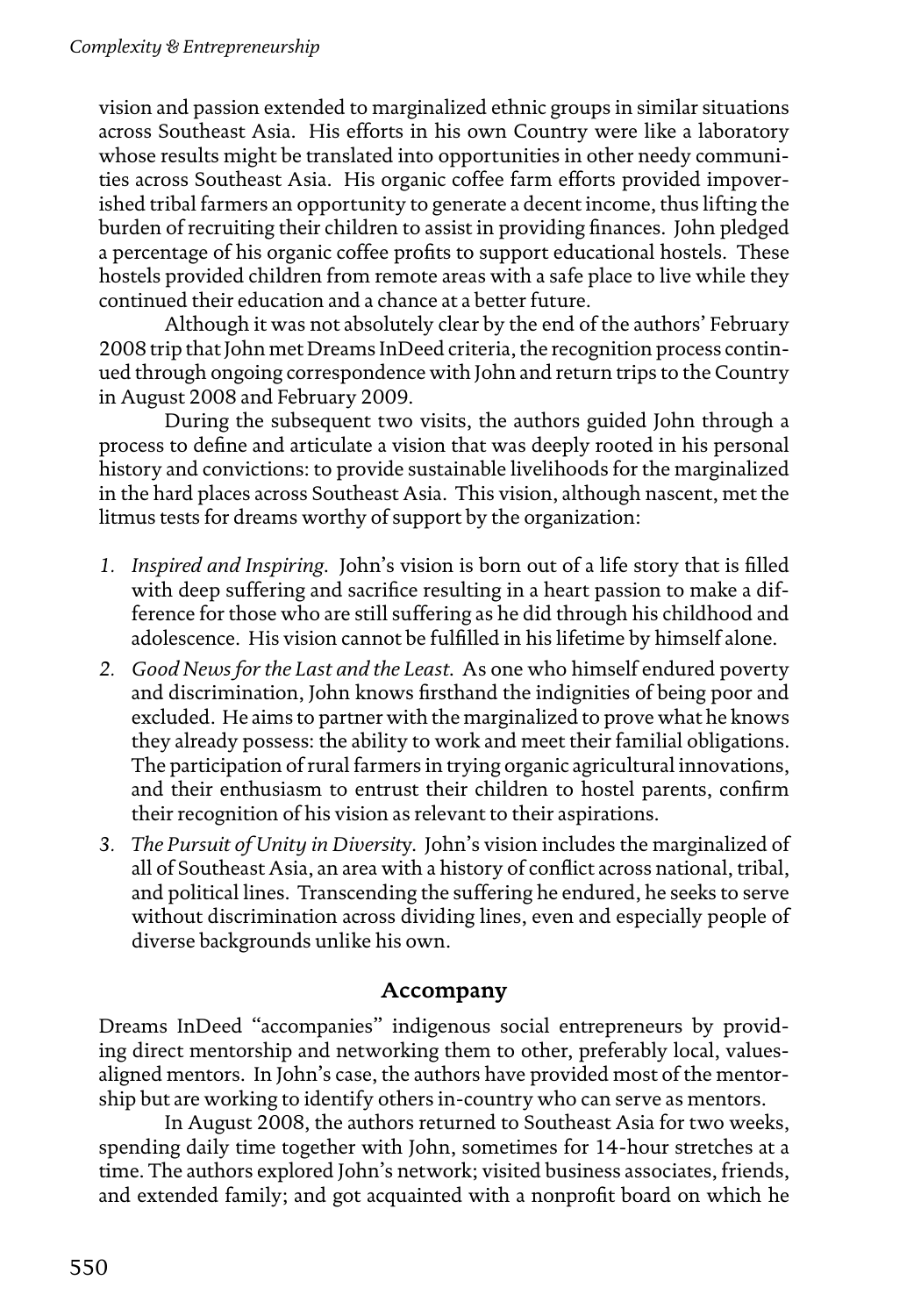vision and passion extended to marginalized ethnic groups in similar situations across Southeast Asia. His efforts in his own Country were like a laboratory whose results might be translated into opportunities in other needy communities across Southeast Asia. His organic coffee farm efforts provided impoverished tribal farmers an opportunity to generate a decent income, thus lifting the burden of recruiting their children to assist in providing finances. John pledged a percentage of his organic coffee profits to support educational hostels. These hostels provided children from remote areas with a safe place to live while they continued their education and a chance at a better future.

Although it was not absolutely clear by the end of the authors' February 2008 trip that John met Dreams InDeed criteria, the recognition process continued through ongoing correspondence with John and return trips to the Country in August 2008 and February 2009.

During the subsequent two visits, the authors guided John through a process to define and articulate a vision that was deeply rooted in his personal history and convictions: to provide sustainable livelihoods for the marginalized in the hard places across Southeast Asia. This vision, although nascent, met the litmus tests for dreams worthy of support by the organization:

1. *Inspired and Inspiring.* John's vision is born out of a life story that is filled with deep suffering and sacrifice resulting in a heart passion to make a difference for those who are still suffering as he did through his childhood and adolescence. His vision cannot be fulfilled in his lifetime by himself alone.
2. *Good News for the Last and the Least.* As one who himself endured poverty and discrimination, John knows firsthand the indignities of being poor and excluded. He aims to partner with the marginalized to prove what he knows they already possess: the ability to work and meet their familial obligations. The participation of rural farmers in trying organic agricultural innovations, and their enthusiasm to entrust their children to hostel parents, confirm their recognition of his vision as relevant to their aspirations.
3. *The Pursuit of Unity in Diversity.* John's vision includes the marginalized of all of Southeast Asia, an area with a history of conflict across national, tribal, and political lines. Transcending the suffering he endured, he seeks to serve without discrimination across dividing lines, even and especially people of diverse backgrounds unlike his own.

## Accompany

Dreams InDeed "accompanies" indigenous social entrepreneurs by providing direct mentorship and networking them to other, preferably local, values-aligned mentors. In John's case, the authors have provided most of the mentorship but are working to identify others in-country who can serve as mentors.

In August 2008, the authors returned to Southeast Asia for two weeks, spending daily time together with John, sometimes for 14-hour stretches at a time. The authors explored John's network; visited business associates, friends, and extended family; and got acquainted with a nonprofit board on which he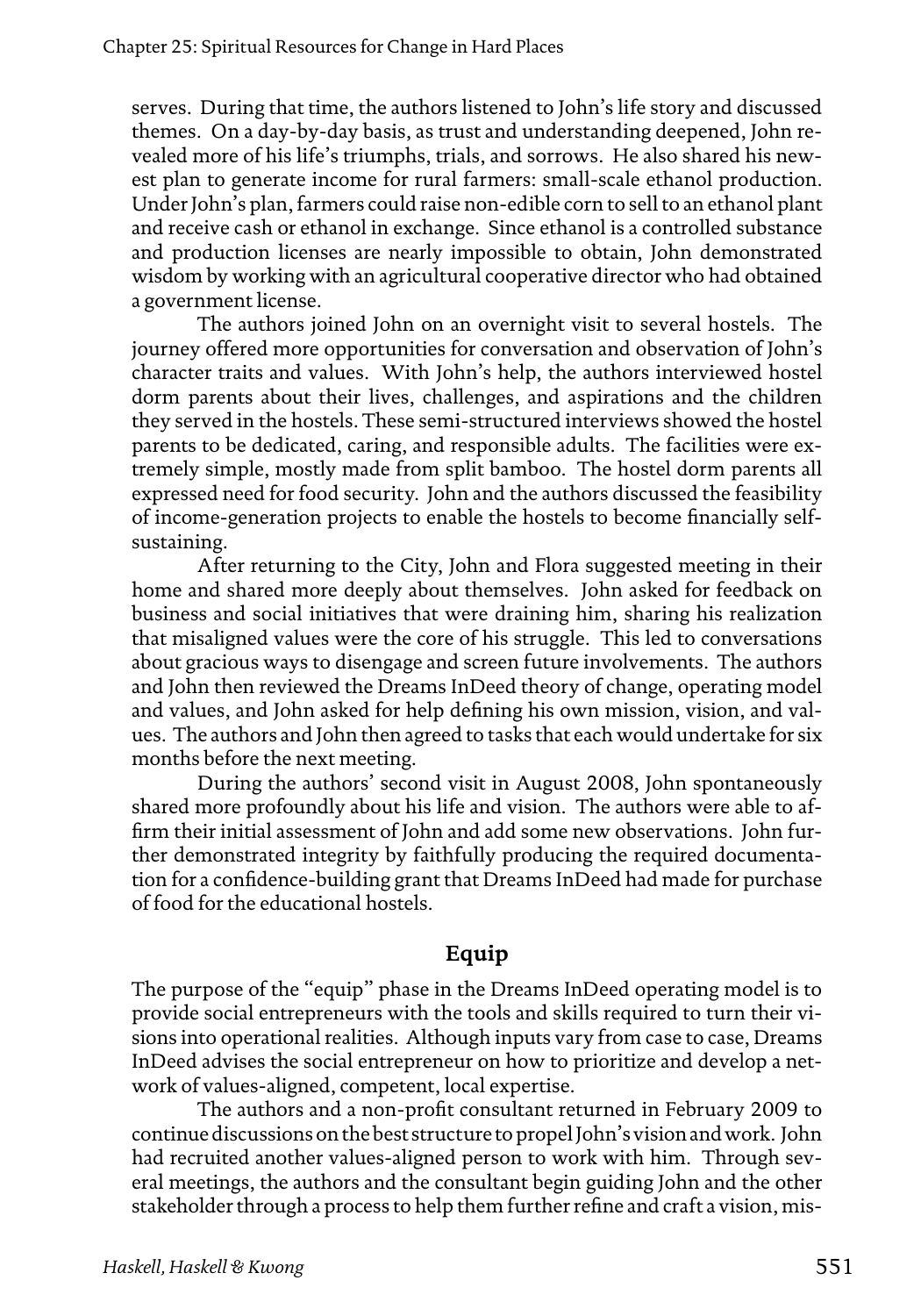serves. During that time, the authors listened to John's life story and discussed themes. On a day-by-day basis, as trust and understanding deepened, John revealed more of his life's triumphs, trials, and sorrows. He also shared his newest plan to generate income for rural farmers: small-scale ethanol production. Under John's plan, farmers could raise non-edible corn to sell to an ethanol plant and receive cash or ethanol in exchange. Since ethanol is a controlled substance and production licenses are nearly impossible to obtain, John demonstrated wisdom by working with an agricultural cooperative director who had obtained a government license.

The authors joined John on an overnight visit to several hostels. The journey offered more opportunities for conversation and observation of John's character traits and values. With John's help, the authors interviewed hostel dorm parents about their lives, challenges, and aspirations and the children they served in the hostels. These semi-structured interviews showed the hostel parents to be dedicated, caring, and responsible adults. The facilities were extremely simple, mostly made from split bamboo. The hostel dorm parents all expressed need for food security. John and the authors discussed the feasibility of income-generation projects to enable the hostels to become financially self-sustaining.

After returning to the City, John and Flora suggested meeting in their home and shared more deeply about themselves. John asked for feedback on business and social initiatives that were draining him, sharing his realization that misaligned values were the core of his struggle. This led to conversations about gracious ways to disengage and screen future involvements. The authors and John then reviewed the Dreams InDeed theory of change, operating model and values, and John asked for help defining his own mission, vision, and values. The authors and John then agreed to tasks that each would undertake for six months before the next meeting.

During the authors' second visit in August 2008, John spontaneously shared more profoundly about his life and vision. The authors were able to affirm their initial assessment of John and add some new observations. John further demonstrated integrity by faithfully producing the required documentation for a confidence-building grant that Dreams InDeed had made for purchase of food for the educational hostels.

## Equip

The purpose of the "equip" phase in the Dreams InDeed operating model is to provide social entrepreneurs with the tools and skills required to turn their visions into operational realities. Although inputs vary from case to case, Dreams InDeed advises the social entrepreneur on how to prioritize and develop a network of values-aligned, competent, local expertise.

The authors and a non-profit consultant returned in February 2009 to continue discussions on the best structure to propel John's vision and work. John had recruited another values-aligned person to work with him. Through several meetings, the authors and the consultant begin guiding John and the other stakeholder through a process to help them further refine and craft a vision, mis-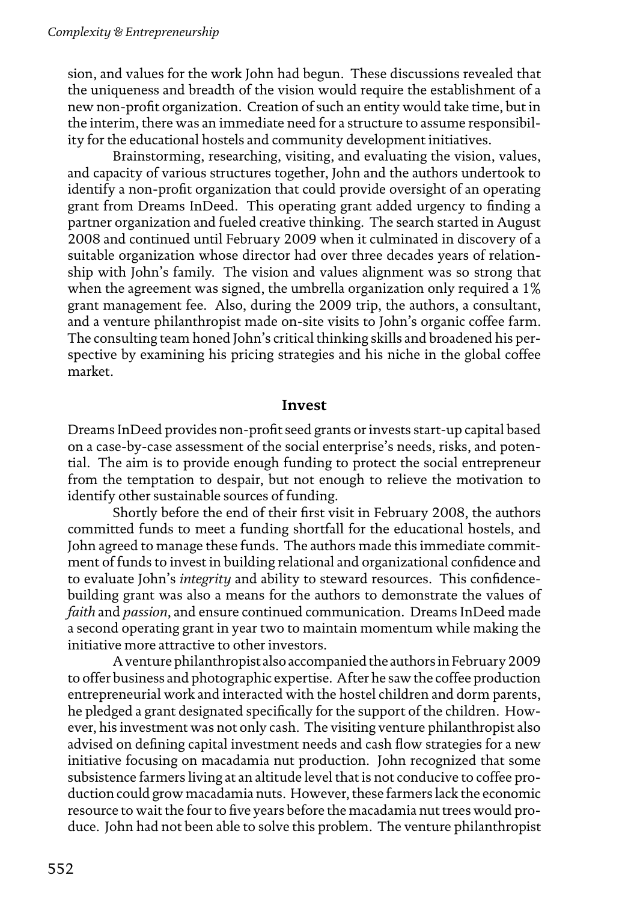sion, and values for the work John had begun. These discussions revealed that the uniqueness and breadth of the vision would require the establishment of a new non-profit organization. Creation of such an entity would take time, but in the interim, there was an immediate need for a structure to assume responsibility for the educational hostels and community development initiatives.

Brainstorming, researching, visiting, and evaluating the vision, values, and capacity of various structures together, John and the authors undertook to identify a non-profit organization that could provide oversight of an operating grant from Dreams InDeed. This operating grant added urgency to finding a partner organization and fueled creative thinking. The search started in August 2008 and continued until February 2009 when it culminated in discovery of a suitable organization whose director had over three decades years of relationship with John's family. The vision and values alignment was so strong that when the agreement was signed, the umbrella organization only required a 1% grant management fee. Also, during the 2009 trip, the authors, a consultant, and a venture philanthropist made on-site visits to John's organic coffee farm. The consulting team honed John's critical thinking skills and broadened his perspective by examining his pricing strategies and his niche in the global coffee market.

## Invest

Dreams InDeed provides non-profit seed grants or invests start-up capital based on a case-by-case assessment of the social enterprise's needs, risks, and potential. The aim is to provide enough funding to protect the social entrepreneur from the temptation to despair, but not enough to relieve the motivation to identify other sustainable sources of funding.

Shortly before the end of their first visit in February 2008, the authors committed funds to meet a funding shortfall for the educational hostels, and John agreed to manage these funds. The authors made this immediate commitment of funds to invest in building relational and organizational confidence and to evaluate John's *integrity* and ability to steward resources. This confidence-building grant was also a means for the authors to demonstrate the values of *faith* and *passion*, and ensure continued communication. Dreams InDeed made a second operating grant in year two to maintain momentum while making the initiative more attractive to other investors.

A venture philanthropist also accompanied the authors in February 2009 to offer business and photographic expertise. After he saw the coffee production entrepreneurial work and interacted with the hostel children and dorm parents, he pledged a grant designated specifically for the support of the children. However, his investment was not only cash. The visiting venture philanthropist also advised on defining capital investment needs and cash flow strategies for a new initiative focusing on macadamia nut production. John recognized that some subsistence farmers living at an altitude level that is not conducive to coffee production could grow macadamia nuts. However, these farmers lack the economic resource to wait the four to five years before the macadamia nut trees would produce. John had not been able to solve this problem. The venture philanthropist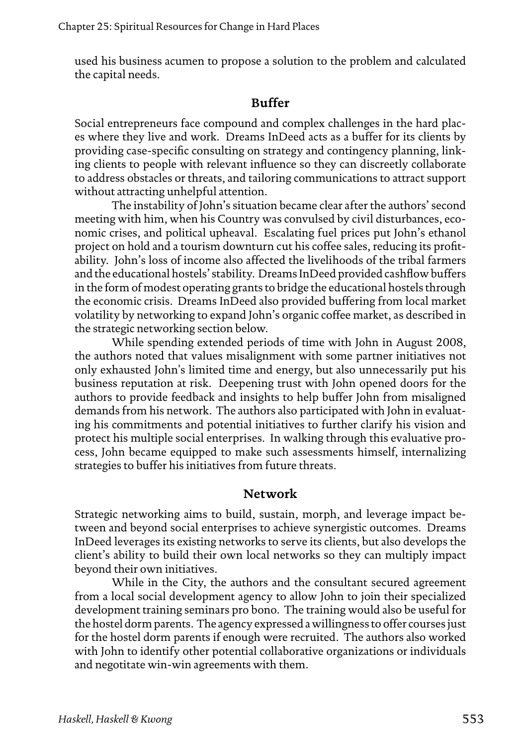used his business acumen to propose a solution to the problem and calculated the capital needs.

## Buffer

Social entrepreneurs face compound and complex challenges in the hard places where they live and work. Dreams InDeed acts as a buffer for its clients by providing case-specific consulting on strategy and contingency planning, linking clients to people with relevant influence so they can discreetly collaborate to address obstacles or threats, and tailoring communications to attract support without attracting unhelpful attention.

The instability of John's situation became clear after the authors' second meeting with him, when his Country was convulsed by civil disturbances, economic crises, and political upheaval. Escalating fuel prices put John's ethanol project on hold and a tourism downturn cut his coffee sales, reducing its profitability. John's loss of income also affected the livelihoods of the tribal farmers and the educational hostels' stability. Dreams InDeed provided cashflow buffers in the form of modest operating grants to bridge the educational hostels through the economic crisis. Dreams InDeed also provided buffering from local market volatility by networking to expand John's organic coffee market, as described in the strategic networking section below.

While spending extended periods of time with John in August 2008, the authors noted that values misalignment with some partner initiatives not only exhausted John's limited time and energy, but also unnecessarily put his business reputation at risk. Deepening trust with John opened doors for the authors to provide feedback and insights to help buffer John from misaligned demands from his network. The authors also participated with John in evaluating his commitments and potential initiatives to further clarify his vision and protect his multiple social enterprises. In walking through this evaluative process, John became equipped to make such assessments himself, internalizing strategies to buffer his initiatives from future threats.

## Network

Strategic networking aims to build, sustain, morph, and leverage impact between and beyond social enterprises to achieve synergistic outcomes. Dreams InDeed leverages its existing networks to serve its clients, but also develops the client's ability to build their own local networks so they can multiply impact beyond their own initiatives.

While in the City, the authors and the consultant secured agreement from a local social development agency to allow John to join their specialized development training seminars pro bono. The training would also be useful for the hostel dorm parents. The agency expressed a willingness to offer courses just for the hostel dorm parents if enough were recruited. The authors also worked with John to identify other potential collaborative organizations or individuals and negotitate win-win agreements with them.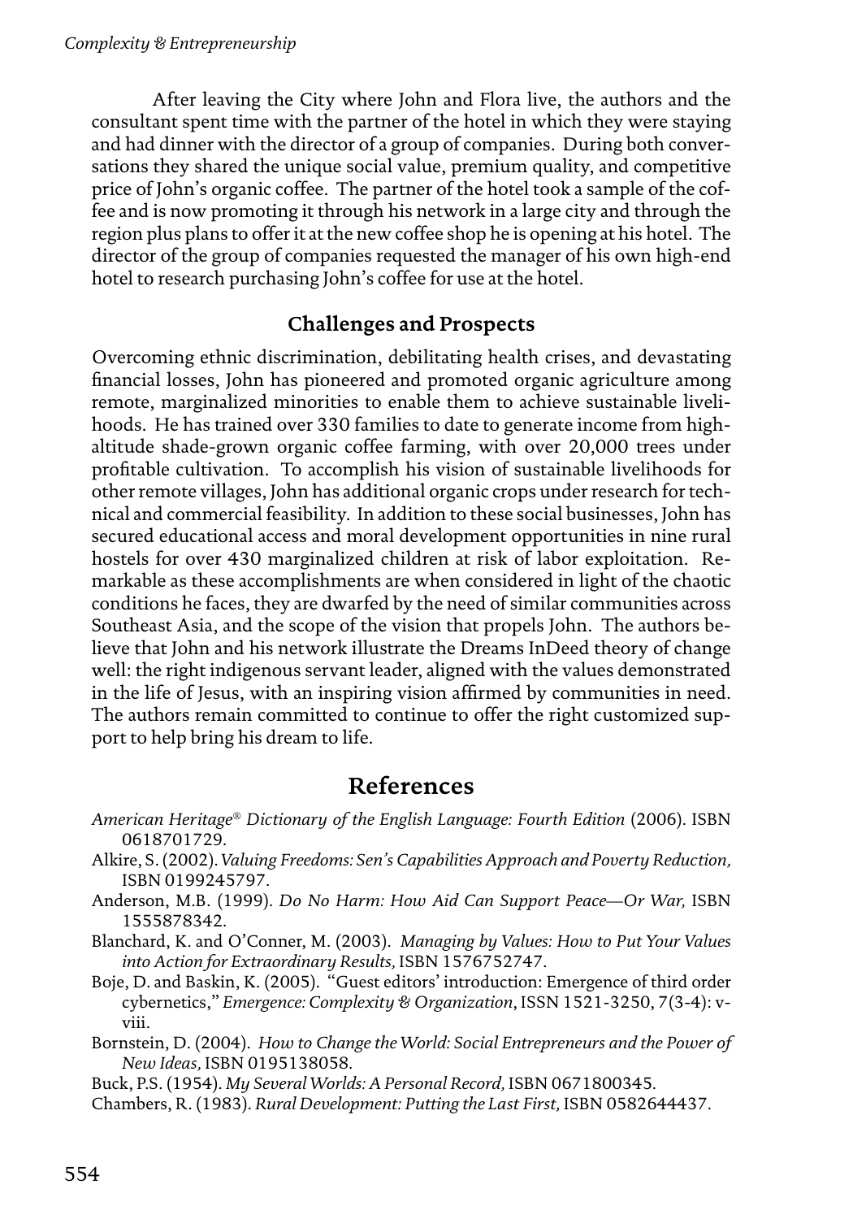After leaving the City where John and Flora live, the authors and the consultant spent time with the partner of the hotel in which they were staying and had dinner with the director of a group of companies. During both conversations they shared the unique social value, premium quality, and competitive price of John's organic coffee. The partner of the hotel took a sample of the coffee and is now promoting it through his network in a large city and through the region plus plans to offer it at the new coffee shop he is opening at his hotel. The director of the group of companies requested the manager of his own high-end hotel to research purchasing John's coffee for use at the hotel.

### Challenges and Prospects

Overcoming ethnic discrimination, debilitating health crises, and devastating financial losses, John has pioneered and promoted organic agriculture among remote, marginalized minorities to enable them to achieve sustainable livelihoods. He has trained over 330 families to date to generate income from high-altitude shade-grown organic coffee farming, with over 20,000 trees under profitable cultivation. To accomplish his vision of sustainable livelihoods for other remote villages, John has additional organic crops under research for technical and commercial feasibility. In addition to these social businesses, John has secured educational access and moral development opportunities in nine rural hostels for over 430 marginalized children at risk of labor exploitation. Remarkable as these accomplishments are when considered in light of the chaotic conditions he faces, they are dwarfed by the need of similar communities across Southeast Asia, and the scope of the vision that propels John. The authors believe that John and his network illustrate the Dreams InDeed theory of change well: the right indigenous servant leader, aligned with the values demonstrated in the life of Jesus, with an inspiring vision affirmed by communities in need. The authors remain committed to continue to offer the right customized support to help bring his dream to life.

## References

*American Heritage® Dictionary of the English Language: Fourth Edition* (2006). ISBN 0618701729.

Alkire, S. (2002). *Valuing Freedoms: Sen's Capabilities Approach and Poverty Reduction,* ISBN 0199245797.

Anderson, M.B. (1999). *Do No Harm: How Aid Can Support Peace—Or War,* ISBN 1555878342.

Blanchard, K. and O'Conner, M. (2003). *Managing by Values: How to Put Your Values into Action for Extraordinary Results,* ISBN 1576752747.

Boje, D. and Baskin, K. (2005). "Guest editors' introduction: Emergence of third order cybernetics," *Emergence: Complexity & Organization*, ISSN 1521-3250, 7(3-4): v-viii.

Bornstein, D. (2004). *How to Change the World: Social Entrepreneurs and the Power of New Ideas,* ISBN 0195138058.

Buck, P.S. (1954). *My Several Worlds: A Personal Record,* ISBN 0671800345.

Chambers, R. (1983). *Rural Development: Putting the Last First,* ISBN 0582644437.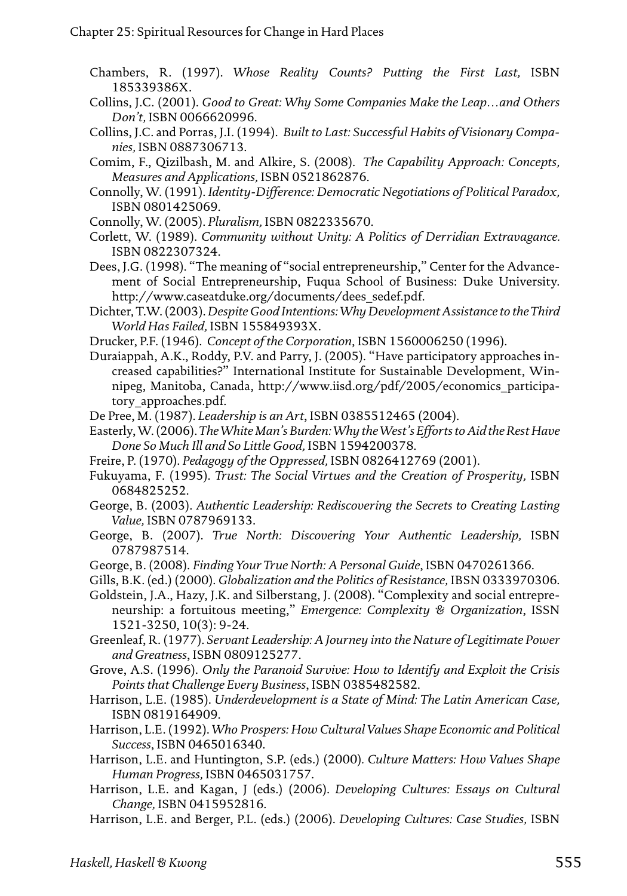Chambers, R. (1997). *Whose Reality Counts? Putting the First Last,* ISBN 185339386X.

Collins, J.C. (2001). *Good to Great: Why Some Companies Make the Leap…and Others Don't,* ISBN 0066620996.

Collins, J.C. and Porras, J.I. (1994). *Built to Last: Successful Habits of Visionary Companies,* ISBN 0887306713.

Comim, F., Qizilbash, M. and Alkire, S. (2008). *The Capability Approach: Concepts, Measures and Applications,* ISBN 0521862876.

Connolly, W. (1991). *Identity-Difference: Democratic Negotiations of Political Paradox,* ISBN 0801425069.

Connolly, W. (2005). *Pluralism,* ISBN 0822335670.

Corlett, W. (1989). *Community without Unity: A Politics of Derridian Extravagance.* ISBN 0822307324.

Dees, J.G. (1998). "The meaning of "social entrepreneurship," Center for the Advancement of Social Entrepreneurship, Fuqua School of Business: Duke University. http://www.caseatduke.org/documents/dees_sedef.pdf.

Dichter, T.W. (2003). *Despite Good Intentions: Why Development Assistance to the Third World Has Failed,* ISBN 155849393X.

Drucker, P.F. (1946). *Concept of the Corporation*, ISBN 1560006250 (1996).

Duraiappah, A.K., Roddy, P.V. and Parry, J. (2005). "Have participatory approaches increased capabilities?" International Institute for Sustainable Development, Winnipeg, Manitoba, Canada, http://www.iisd.org/pdf/2005/economics_participatory_approaches.pdf.

De Pree, M. (1987). *Leadership is an Art*, ISBN 0385512465 (2004).

Easterly, W. (2006). *The White Man's Burden: Why the West's Efforts to Aid the Rest Have Done So Much Ill and So Little Good,* ISBN 1594200378.

Freire, P. (1970). *Pedagogy of the Oppressed,* ISBN 0826412769 (2001).

Fukuyama, F. (1995). *Trust: The Social Virtues and the Creation of Prosperity,* ISBN 0684825252.

George, B. (2003). *Authentic Leadership: Rediscovering the Secrets to Creating Lasting Value,* ISBN 0787969133.

George, B. (2007). *True North: Discovering Your Authentic Leadership,* ISBN 0787987514.

George, B. (2008). *Finding Your True North: A Personal Guide*, ISBN 0470261366.

Gills, B.K. (ed.) (2000). *Globalization and the Politics of Resistance,* IBSN 0333970306.

Goldstein, J.A., Hazy, J.K. and Silberstang, J. (2008). "Complexity and social entrepreneurship: a fortuitous meeting," *Emergence: Complexity & Organization*, ISSN 1521-3250, 10(3): 9-24.

Greenleaf, R. (1977). *Servant Leadership: A Journey into the Nature of Legitimate Power and Greatness*, ISBN 0809125277.

Grove, A.S. (1996). *Only the Paranoid Survive: How to Identify and Exploit the Crisis Points that Challenge Every Business*, ISBN 0385482582.

Harrison, L.E. (1985). *Underdevelopment is a State of Mind: The Latin American Case,* ISBN 0819164909.

Harrison, L.E. (1992). *Who Prospers: How Cultural Values Shape Economic and Political Success*, ISBN 0465016340.

Harrison, L.E. and Huntington, S.P. (eds.) (2000). *Culture Matters: How Values Shape Human Progress,* ISBN 0465031757.

Harrison, L.E. and Kagan, J (eds.) (2006). *Developing Cultures: Essays on Cultural Change,* ISBN 0415952816.

Harrison, L.E. and Berger, P.L. (eds.) (2006). *Developing Cultures: Case Studies,* ISBN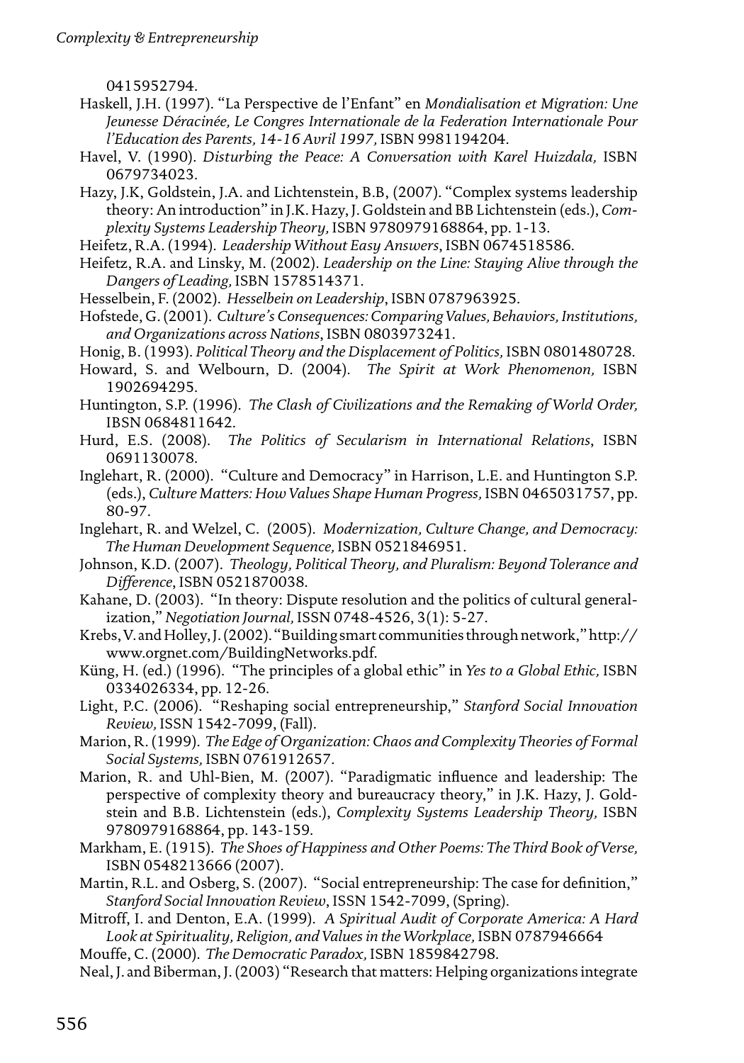0415952794.

Haskell, J.H. (1997). "La Perspective de l'Enfant" en *Mondialisation et Migration: Une Jeunesse Déracinée, Le Congres Internationale de la Federation Internationale Pour l'Education des Parents, 14-16 Avril 1997,* ISBN 9981194204.

Havel, V. (1990). *Disturbing the Peace: A Conversation with Karel Huizdala,* ISBN 0679734023.

Hazy, J.K, Goldstein, J.A. and Lichtenstein, B.B, (2007). "Complex systems leadership theory: An introduction" in J.K. Hazy, J. Goldstein and BB Lichtenstein (eds.), *Complexity Systems Leadership Theory,* ISBN 9780979168864, pp. 1-13.

Heifetz, R.A. (1994). *Leadership Without Easy Answers*, ISBN 0674518586.

Heifetz, R.A. and Linsky, M. (2002). *Leadership on the Line: Staying Alive through the Dangers of Leading,* ISBN 1578514371.

Hesselbein, F. (2002). *Hesselbein on Leadership*, ISBN 0787963925.

Hofstede, G. (2001). *Culture's Consequences: Comparing Values, Behaviors, Institutions, and Organizations across Nations*, ISBN 0803973241.

Honig, B. (1993). *Political Theory and the Displacement of Politics,* ISBN 0801480728.

Howard, S. and Welbourn, D. (2004). *The Spirit at Work Phenomenon,* ISBN 1902694295.

Huntington, S.P. (1996). *The Clash of Civilizations and the Remaking of World Order,* IBSN 0684811642.

Hurd, E.S. (2008). *The Politics of Secularism in International Relations*, ISBN 0691130078.

Inglehart, R. (2000). "Culture and Democracy" in Harrison, L.E. and Huntington S.P. (eds.), *Culture Matters: How Values Shape Human Progress,* ISBN 0465031757, pp. 80-97.

Inglehart, R. and Welzel, C. (2005). *Modernization, Culture Change, and Democracy: The Human Development Sequence,* ISBN 0521846951.

Johnson, K.D. (2007). *Theology, Political Theory, and Pluralism: Beyond Tolerance and Difference*, ISBN 0521870038.

Kahane, D. (2003). "In theory: Dispute resolution and the politics of cultural generalization," *Negotiation Journal,* ISSN 0748-4526, 3(1): 5-27.

Krebs, V. and Holley, J. (2002). "Building smart communities through network," http://www.orgnet.com/BuildingNetworks.pdf.

Küng, H. (ed.) (1996). "The principles of a global ethic" in *Yes to a Global Ethic,* ISBN 0334026334, pp. 12-26.

Light, P.C. (2006). "Reshaping social entrepreneurship," *Stanford Social Innovation Review,* ISSN 1542-7099, (Fall).

Marion, R. (1999). *The Edge of Organization: Chaos and Complexity Theories of Formal Social Systems,* ISBN 0761912657.

Marion, R. and Uhl-Bien, M. (2007). "Paradigmatic influence and leadership: The perspective of complexity theory and bureaucracy theory," in J.K. Hazy, J. Goldstein and B.B. Lichtenstein (eds.), *Complexity Systems Leadership Theory,* ISBN 9780979168864, pp. 143-159.

Markham, E. (1915). *The Shoes of Happiness and Other Poems: The Third Book of Verse,* ISBN 0548213666 (2007).

Martin, R.L. and Osberg, S. (2007). "Social entrepreneurship: The case for definition," *Stanford Social Innovation Review*, ISSN 1542-7099, (Spring).

Mitroff, I. and Denton, E.A. (1999). *A Spiritual Audit of Corporate America: A Hard Look at Spirituality, Religion, and Values in the Workplace,* ISBN 0787946664

Mouffe, C. (2000). *The Democratic Paradox,* ISBN 1859842798.

Neal, J. and Biberman, J. (2003) "Research that matters: Helping organizations integrate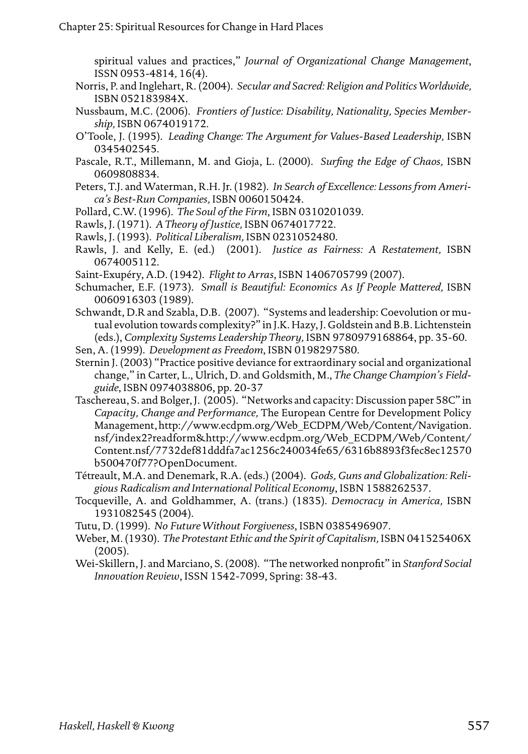spiritual values and practices," *Journal of Organizational Change Management*, ISSN 0953-4814, 16(4).

Norris, P. and Inglehart, R. (2004). *Secular and Sacred: Religion and Politics Worldwide,* ISBN 052183984X.

Nussbaum, M.C. (2006). *Frontiers of Justice: Disability, Nationality, Species Membership,* ISBN 0674019172.

O'Toole, J. (1995). *Leading Change: The Argument for Values-Based Leadership,* ISBN 0345402545.

Pascale, R.T., Millemann, M. and Gioja, L. (2000). *Surfing the Edge of Chaos,* ISBN 0609808834.

Peters, T.J. and Waterman, R.H. Jr. (1982). *In Search of Excellence: Lessons from America's Best-Run Companies,* ISBN 0060150424.

Pollard, C.W. (1996). *The Soul of the Firm*, ISBN 0310201039.

Rawls, J. (1971). *A Theory of Justice,* ISBN 0674017722.

Rawls, J. (1993). *Political Liberalism,* ISBN 0231052480.

Rawls, J. and Kelly, E. (ed.) (2001). *Justice as Fairness: A Restatement,* ISBN 0674005112.

Saint-Exupéry, A.D. (1942). *Flight to Arras*, ISBN 1406705799 (2007).

Schumacher, E.F. (1973). *Small is Beautiful: Economics As If People Mattered,* ISBN 0060916303 (1989).

Schwandt, D.R and Szabla, D.B. (2007). "Systems and leadership: Coevolution or mutual evolution towards complexity?" in J.K. Hazy, J. Goldstein and B.B. Lichtenstein (eds.), *Complexity Systems Leadership Theory,* ISBN 9780979168864, pp. 35-60.

Sen, A. (1999). *Development as Freedom*, ISBN 0198297580.

Sternin J. (2003) "Practice positive deviance for extraordinary social and organizational change," in Carter, L., Ulrich, D. and Goldsmith, M., *The Change Champion's Fieldguide*, ISBN 0974038806, pp. 20-37

Taschereau, S. and Bolger, J. (2005). "Networks and capacity: Discussion paper 58C" in *Capacity, Change and Performance,* The European Centre for Development Policy Management, http://www.ecdpm.org/Web_ECDPM/Web/Content/Navigation.nsf/index2?readform&http://www.ecdpm.org/Web_ECDPM/Web/Content/Content.nsf/7732def81dddfa7ac1256c240034fe65/6316b8893f3fec8ec12570b500470f77?OpenDocument.

Tétreault, M.A. and Denemark, R.A. (eds.) (2004). *Gods, Guns and Globalization: Religious Radicalism and International Political Economy*, ISBN 1588262537.

Tocqueville, A. and Goldhammer, A. (trans.) (1835). *Democracy in America,* ISBN 1931082545 (2004).

Tutu, D. (1999). *No Future Without Forgiveness*, ISBN 0385496907.

Weber, M. (1930). *The Protestant Ethic and the Spirit of Capitalism,* ISBN 041525406X (2005).

Wei-Skillern, J. and Marciano, S. (2008). "The networked nonprofit" in *Stanford Social Innovation Review*, ISSN 1542-7099, Spring: 38-43.